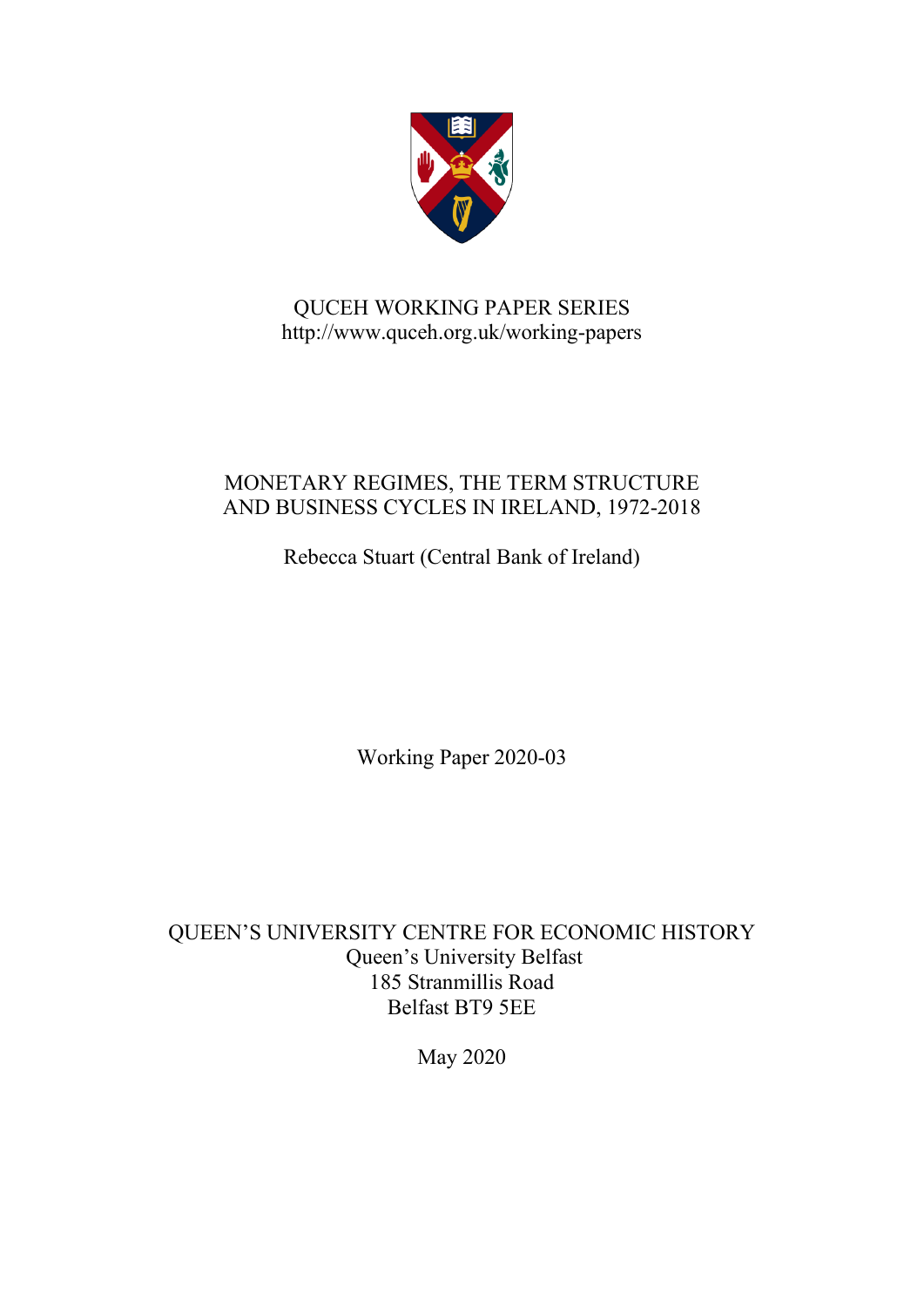QUCEH WORKING PAPER SERIES
http://www.quceh.org.uk/working-papers

# MONETARY REGIMES, THE TERM STRUCTURE AND BUSINESS CYCLES IN IRELAND, 1972-2018

Rebecca Stuart (Central Bank of Ireland)

Working Paper 2020-03

QUEEN'S UNIVERSITY CENTRE FOR ECONOMIC HISTORY
Queen's University Belfast
185 Stranmillis Road
Belfast BT9 5EE

May 2020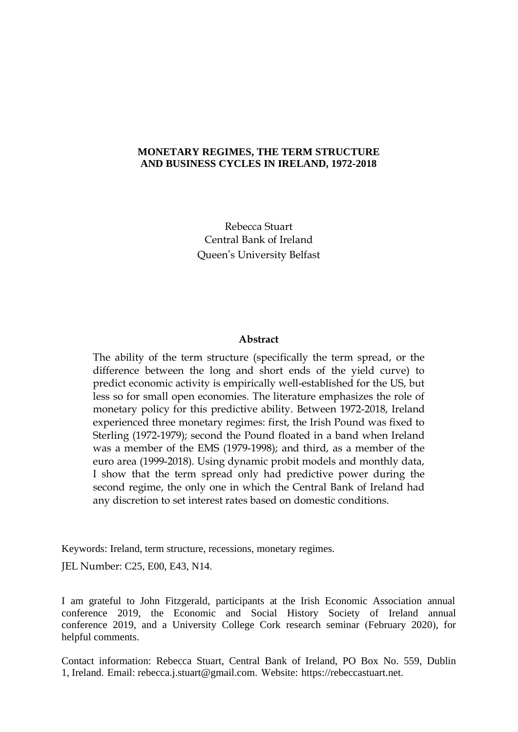**MONETARY REGIMES, THE TERM STRUCTURE AND BUSINESS CYCLES IN IRELAND, 1972-2018**

Rebecca Stuart
Central Bank of Ireland
Queen's University Belfast

**Abstract**

The ability of the term structure (specifically the term spread, or the difference between the long and short ends of the yield curve) to predict economic activity is empirically well-established for the US, but less so for small open economies. The literature emphasizes the role of monetary policy for this predictive ability. Between 1972-2018, Ireland experienced three monetary regimes: first, the Irish Pound was fixed to Sterling (1972-1979); second the Pound floated in a band when Ireland was a member of the EMS (1979-1998); and third, as a member of the euro area (1999-2018). Using dynamic probit models and monthly data, I show that the term spread only had predictive power during the second regime, the only one in which the Central Bank of Ireland had any discretion to set interest rates based on domestic conditions.

Keywords: Ireland, term structure, recessions, monetary regimes.

JEL Number: C25, E00, E43, N14.

I am grateful to John Fitzgerald, participants at the Irish Economic Association annual conference 2019, the Economic and Social History Society of Ireland annual conference 2019, and a University College Cork research seminar (February 2020), for helpful comments.

Contact information: Rebecca Stuart, Central Bank of Ireland, PO Box No. 559, Dublin 1, Ireland. Email: rebecca.j.stuart@gmail.com. Website: https://rebeccastuart.net.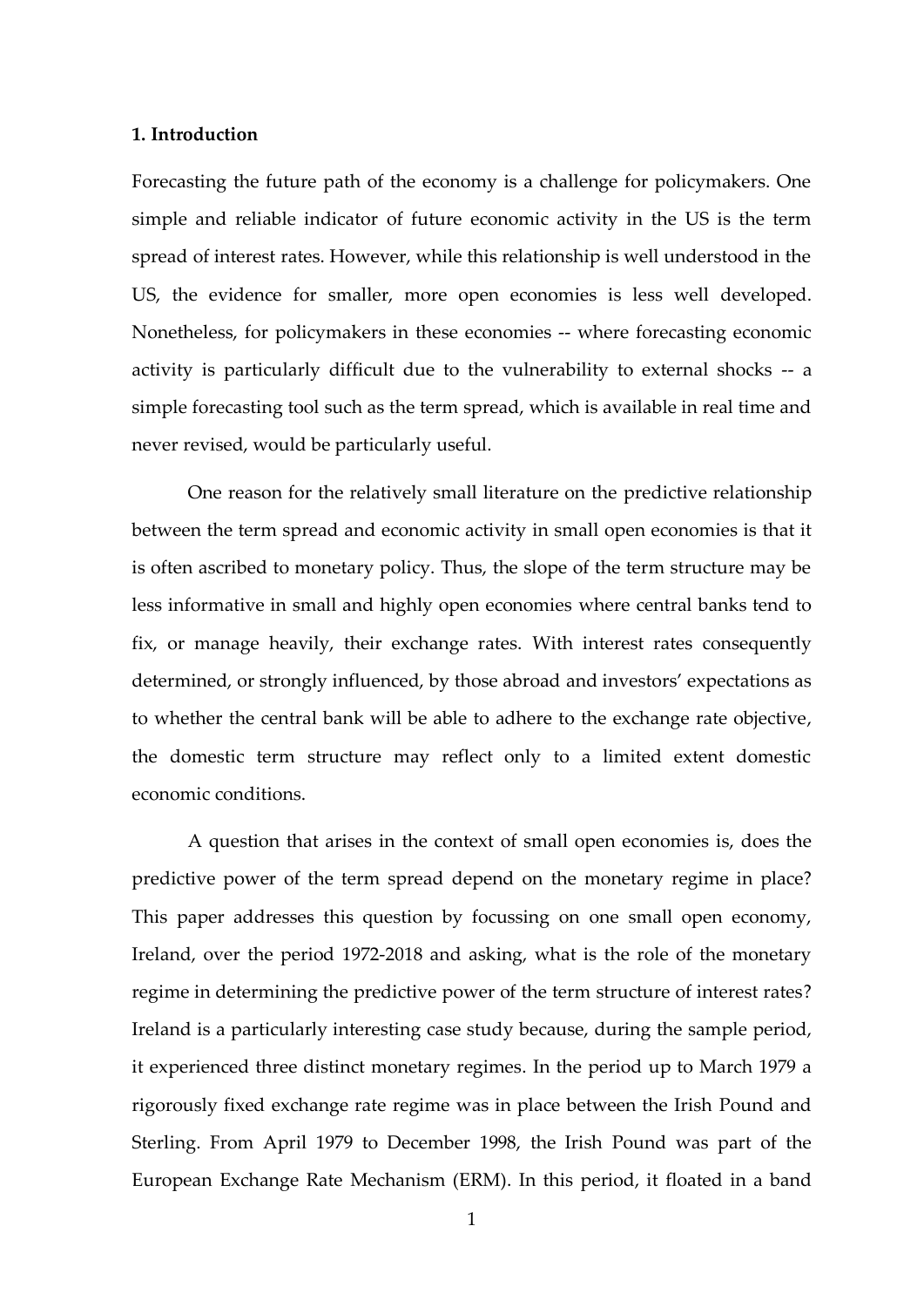## 1. Introduction

Forecasting the future path of the economy is a challenge for policymakers. One simple and reliable indicator of future economic activity in the US is the term spread of interest rates. However, while this relationship is well understood in the US, the evidence for smaller, more open economies is less well developed. Nonetheless, for policymakers in these economies -- where forecasting economic activity is particularly difficult due to the vulnerability to external shocks -- a simple forecasting tool such as the term spread, which is available in real time and never revised, would be particularly useful.

One reason for the relatively small literature on the predictive relationship between the term spread and economic activity in small open economies is that it is often ascribed to monetary policy. Thus, the slope of the term structure may be less informative in small and highly open economies where central banks tend to fix, or manage heavily, their exchange rates. With interest rates consequently determined, or strongly influenced, by those abroad and investors' expectations as to whether the central bank will be able to adhere to the exchange rate objective, the domestic term structure may reflect only to a limited extent domestic economic conditions.

A question that arises in the context of small open economies is, does the predictive power of the term spread depend on the monetary regime in place? This paper addresses this question by focussing on one small open economy, Ireland, over the period 1972-2018 and asking, what is the role of the monetary regime in determining the predictive power of the term structure of interest rates? Ireland is a particularly interesting case study because, during the sample period, it experienced three distinct monetary regimes. In the period up to March 1979 a rigorously fixed exchange rate regime was in place between the Irish Pound and Sterling. From April 1979 to December 1998, the Irish Pound was part of the European Exchange Rate Mechanism (ERM). In this period, it floated in a band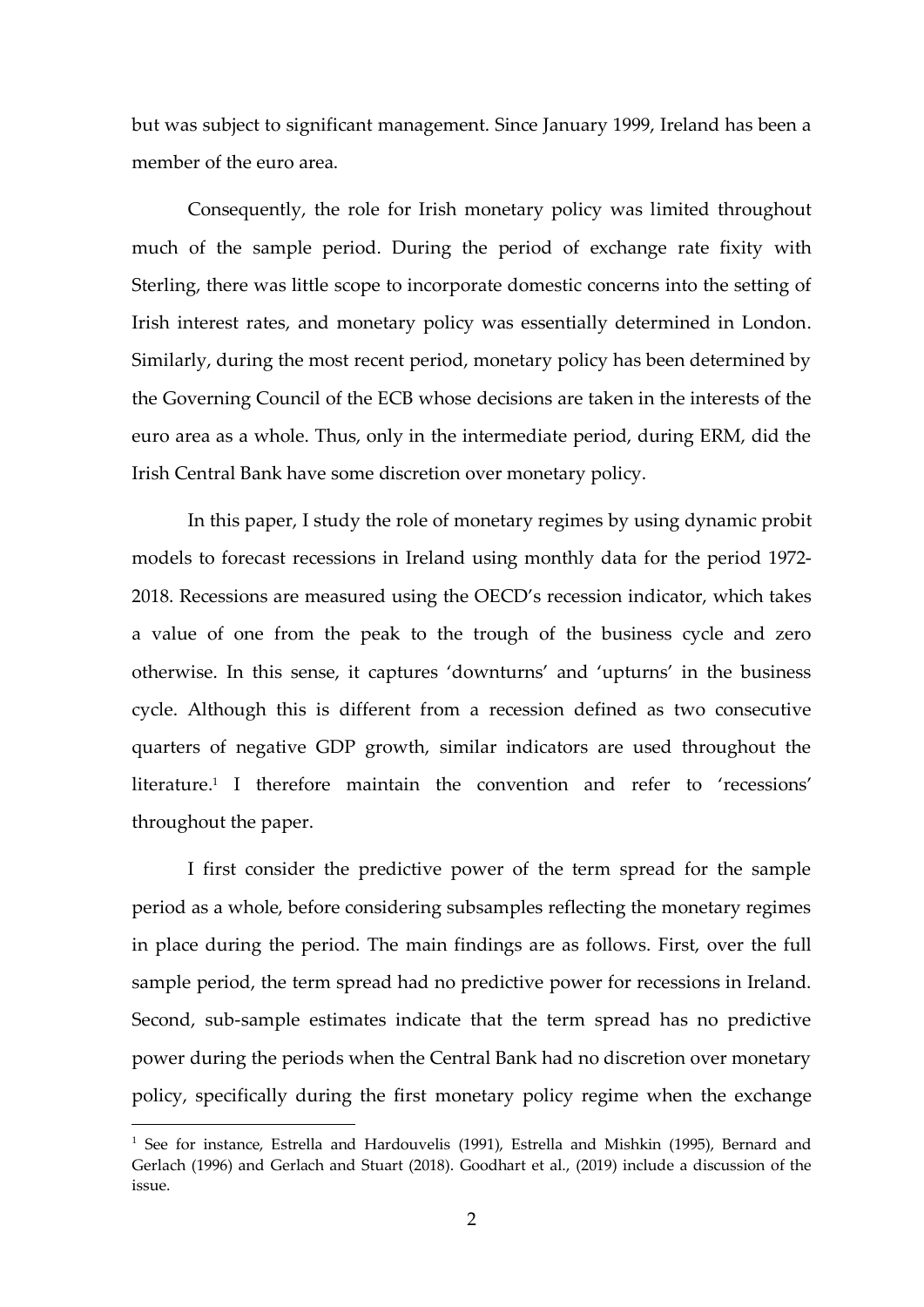but was subject to significant management. Since January 1999, Ireland has been a member of the euro area.

Consequently, the role for Irish monetary policy was limited throughout much of the sample period. During the period of exchange rate fixity with Sterling, there was little scope to incorporate domestic concerns into the setting of Irish interest rates, and monetary policy was essentially determined in London. Similarly, during the most recent period, monetary policy has been determined by the Governing Council of the ECB whose decisions are taken in the interests of the euro area as a whole. Thus, only in the intermediate period, during ERM, did the Irish Central Bank have some discretion over monetary policy.

In this paper, I study the role of monetary regimes by using dynamic probit models to forecast recessions in Ireland using monthly data for the period 1972-2018. Recessions are measured using the OECD's recession indicator, which takes a value of one from the peak to the trough of the business cycle and zero otherwise. In this sense, it captures 'downturns' and 'upturns' in the business cycle. Although this is different from a recession defined as two consecutive quarters of negative GDP growth, similar indicators are used throughout the literature.[1] I therefore maintain the convention and refer to 'recessions' throughout the paper.

I first consider the predictive power of the term spread for the sample period as a whole, before considering subsamples reflecting the monetary regimes in place during the period. The main findings are as follows. First, over the full sample period, the term spread had no predictive power for recessions in Ireland. Second, sub-sample estimates indicate that the term spread has no predictive power during the periods when the Central Bank had no discretion over monetary policy, specifically during the first monetary policy regime when the exchange

---

[1] See for instance, Estrella and Hardouvelis (1991), Estrella and Mishkin (1995), Bernard and Gerlach (1996) and Gerlach and Stuart (2018). Goodhart et al., (2019) include a discussion of the issue.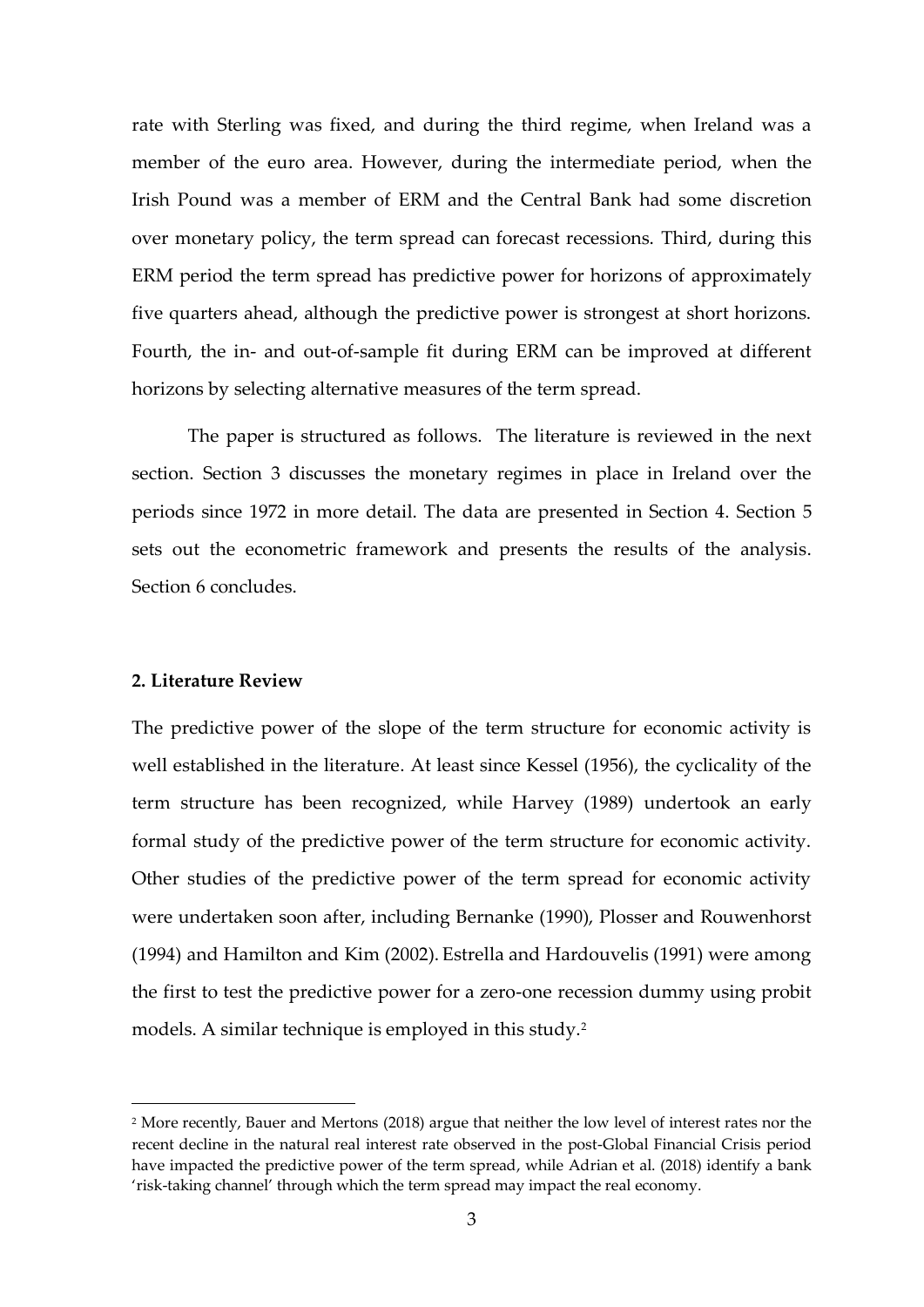rate with Sterling was fixed, and during the third regime, when Ireland was a member of the euro area. However, during the intermediate period, when the Irish Pound was a member of ERM and the Central Bank had some discretion over monetary policy, the term spread can forecast recessions. Third, during this ERM period the term spread has predictive power for horizons of approximately five quarters ahead, although the predictive power is strongest at short horizons. Fourth, the in- and out-of-sample fit during ERM can be improved at different horizons by selecting alternative measures of the term spread.

The paper is structured as follows. The literature is reviewed in the next section. Section 3 discusses the monetary regimes in place in Ireland over the periods since 1972 in more detail. The data are presented in Section 4. Section 5 sets out the econometric framework and presents the results of the analysis. Section 6 concludes.

## 2. Literature Review

The predictive power of the slope of the term structure for economic activity is well established in the literature. At least since Kessel (1956), the cyclicality of the term structure has been recognized, while Harvey (1989) undertook an early formal study of the predictive power of the term structure for economic activity. Other studies of the predictive power of the term spread for economic activity were undertaken soon after, including Bernanke (1990), Plosser and Rouwenhorst (1994) and Hamilton and Kim (2002). Estrella and Hardouvelis (1991) were among the first to test the predictive power for a zero-one recession dummy using probit models. A similar technique is employed in this study.[2]

[2] More recently, Bauer and Mertons (2018) argue that neither the low level of interest rates nor the recent decline in the natural real interest rate observed in the post-Global Financial Crisis period have impacted the predictive power of the term spread, while Adrian et al. (2018) identify a bank 'risk-taking channel' through which the term spread may impact the real economy.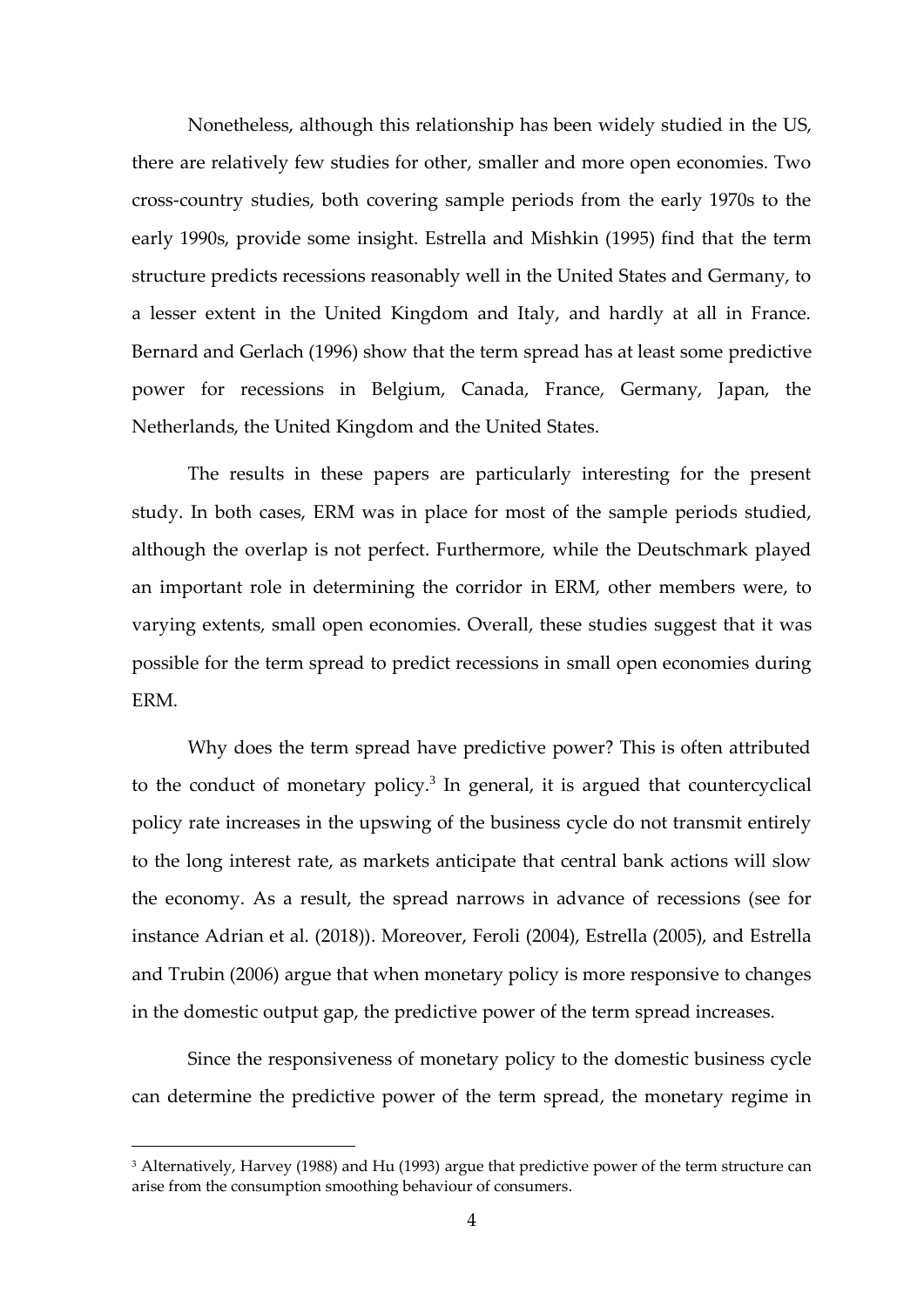Nonetheless, although this relationship has been widely studied in the US, there are relatively few studies for other, smaller and more open economies. Two cross-country studies, both covering sample periods from the early 1970s to the early 1990s, provide some insight. Estrella and Mishkin (1995) find that the term structure predicts recessions reasonably well in the United States and Germany, to a lesser extent in the United Kingdom and Italy, and hardly at all in France. Bernard and Gerlach (1996) show that the term spread has at least some predictive power for recessions in Belgium, Canada, France, Germany, Japan, the Netherlands, the United Kingdom and the United States.

The results in these papers are particularly interesting for the present study. In both cases, ERM was in place for most of the sample periods studied, although the overlap is not perfect. Furthermore, while the Deutschmark played an important role in determining the corridor in ERM, other members were, to varying extents, small open economies. Overall, these studies suggest that it was possible for the term spread to predict recessions in small open economies during ERM.

Why does the term spread have predictive power? This is often attributed to the conduct of monetary policy.[3] In general, it is argued that countercyclical policy rate increases in the upswing of the business cycle do not transmit entirely to the long interest rate, as markets anticipate that central bank actions will slow the economy. As a result, the spread narrows in advance of recessions (see for instance Adrian et al. (2018)). Moreover, Feroli (2004), Estrella (2005), and Estrella and Trubin (2006) argue that when monetary policy is more responsive to changes in the domestic output gap, the predictive power of the term spread increases.

Since the responsiveness of monetary policy to the domestic business cycle can determine the predictive power of the term spread, the monetary regime in

[3] Alternatively, Harvey (1988) and Hu (1993) argue that predictive power of the term structure can arise from the consumption smoothing behaviour of consumers.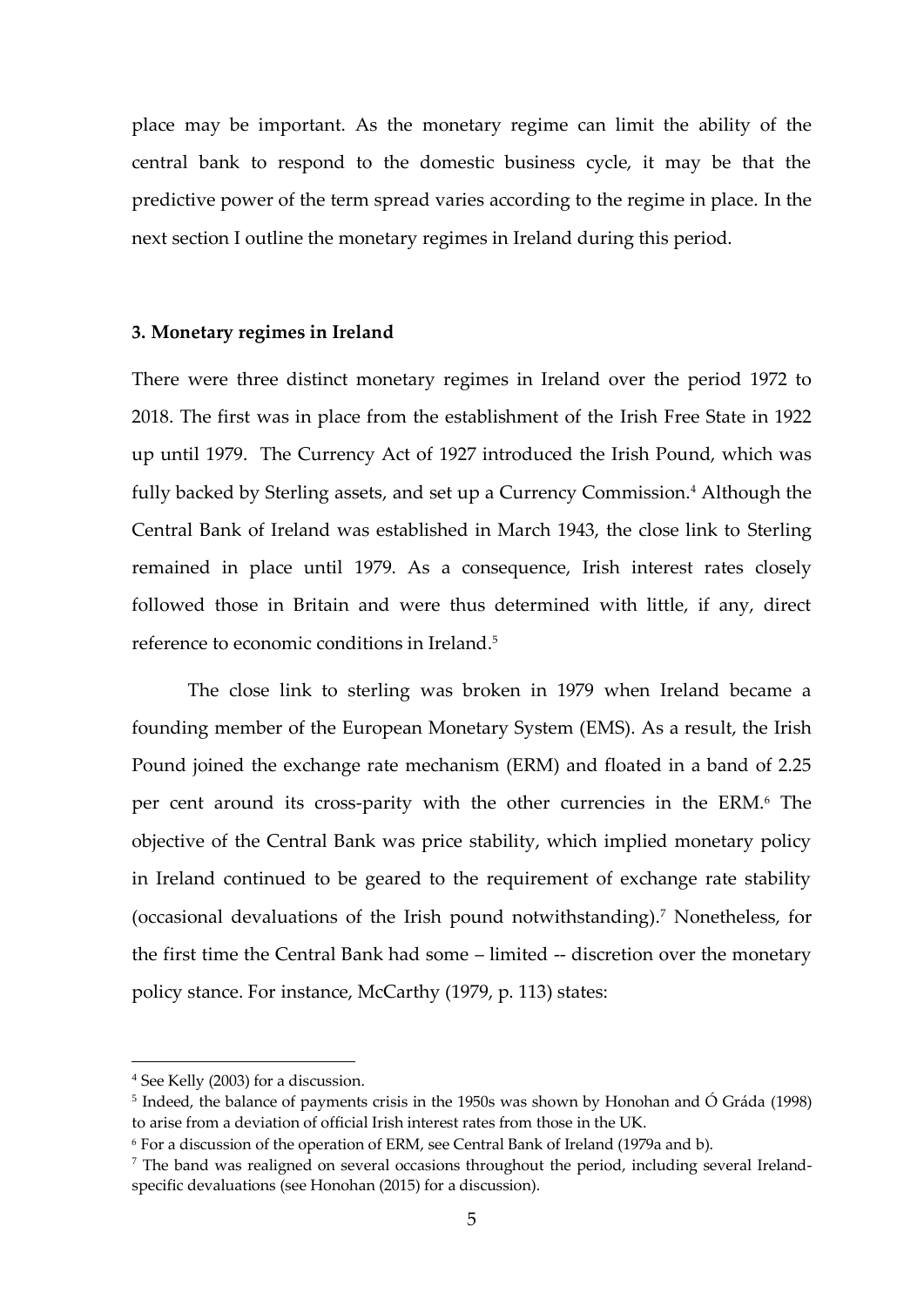place may be important. As the monetary regime can limit the ability of the central bank to respond to the domestic business cycle, it may be that the predictive power of the term spread varies according to the regime in place. In the next section I outline the monetary regimes in Ireland during this period.

### 3. Monetary regimes in Ireland

There were three distinct monetary regimes in Ireland over the period 1972 to 2018. The first was in place from the establishment of the Irish Free State in 1922 up until 1979. The Currency Act of 1927 introduced the Irish Pound, which was fully backed by Sterling assets, and set up a Currency Commission.[4] Although the Central Bank of Ireland was established in March 1943, the close link to Sterling remained in place until 1979. As a consequence, Irish interest rates closely followed those in Britain and were thus determined with little, if any, direct reference to economic conditions in Ireland.[5]

The close link to sterling was broken in 1979 when Ireland became a founding member of the European Monetary System (EMS). As a result, the Irish Pound joined the exchange rate mechanism (ERM) and floated in a band of 2.25 per cent around its cross-parity with the other currencies in the ERM.[6] The objective of the Central Bank was price stability, which implied monetary policy in Ireland continued to be geared to the requirement of exchange rate stability (occasional devaluations of the Irish pound notwithstanding).[7] Nonetheless, for the first time the Central Bank had some – limited -- discretion over the monetary policy stance. For instance, McCarthy (1979, p. 113) states:

---

[4] See Kelly (2003) for a discussion.

[5] Indeed, the balance of payments crisis in the 1950s was shown by Honohan and Ó Gráda (1998) to arise from a deviation of official Irish interest rates from those in the UK.

[6] For a discussion of the operation of ERM, see Central Bank of Ireland (1979a and b).

[7] The band was realigned on several occasions throughout the period, including several Ireland-specific devaluations (see Honohan (2015) for a discussion).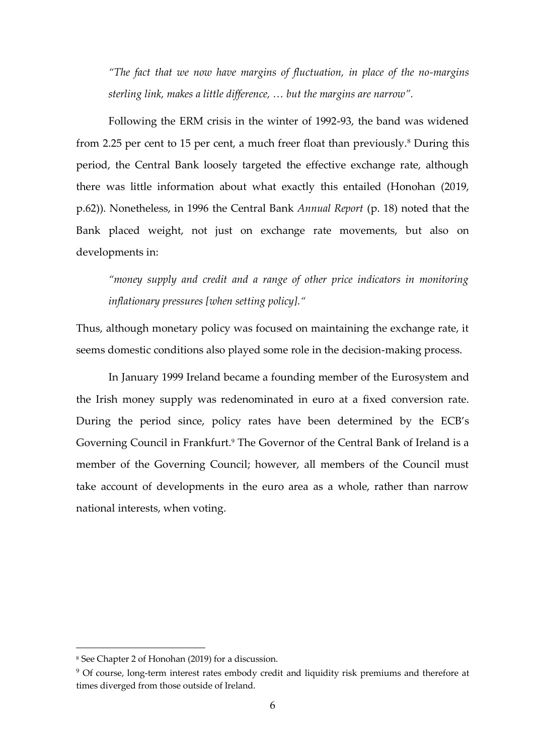*"The fact that we now have margins of fluctuation, in place of the no-margins sterling link, makes a little difference, … but the margins are narrow".*

Following the ERM crisis in the winter of 1992-93, the band was widened from 2.25 per cent to 15 per cent, a much freer float than previously.[8] During this period, the Central Bank loosely targeted the effective exchange rate, although there was little information about what exactly this entailed (Honohan (2019, p.62)). Nonetheless, in 1996 the Central Bank *Annual Report* (p. 18) noted that the Bank placed weight, not just on exchange rate movements, but also on developments in:

*"money supply and credit and a range of other price indicators in monitoring inflationary pressures [when setting policy]."*

Thus, although monetary policy was focused on maintaining the exchange rate, it seems domestic conditions also played some role in the decision-making process.

In January 1999 Ireland became a founding member of the Eurosystem and the Irish money supply was redenominated in euro at a fixed conversion rate. During the period since, policy rates have been determined by the ECB's Governing Council in Frankfurt.[9] The Governor of the Central Bank of Ireland is a member of the Governing Council; however, all members of the Council must take account of developments in the euro area as a whole, rather than narrow national interests, when voting.

[8] See Chapter 2 of Honohan (2019) for a discussion.

[9] Of course, long-term interest rates embody credit and liquidity risk premiums and therefore at times diverged from those outside of Ireland.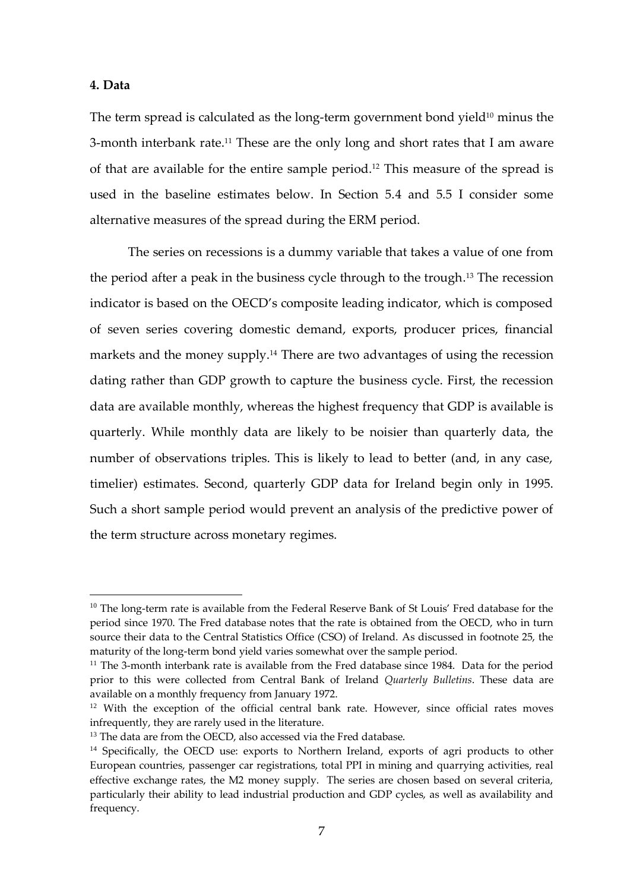## 4. Data

The term spread is calculated as the long-term government bond yield[10] minus the 3-month interbank rate.[11] These are the only long and short rates that I am aware of that are available for the entire sample period.[12] This measure of the spread is used in the baseline estimates below. In Section 5.4 and 5.5 I consider some alternative measures of the spread during the ERM period.

The series on recessions is a dummy variable that takes a value of one from the period after a peak in the business cycle through to the trough.[13] The recession indicator is based on the OECD's composite leading indicator, which is composed of seven series covering domestic demand, exports, producer prices, financial markets and the money supply.[14] There are two advantages of using the recession dating rather than GDP growth to capture the business cycle. First, the recession data are available monthly, whereas the highest frequency that GDP is available is quarterly. While monthly data are likely to be noisier than quarterly data, the number of observations triples. This is likely to lead to better (and, in any case, timelier) estimates. Second, quarterly GDP data for Ireland begin only in 1995. Such a short sample period would prevent an analysis of the predictive power of the term structure across monetary regimes.

---

[10] The long-term rate is available from the Federal Reserve Bank of St Louis' Fred database for the period since 1970. The Fred database notes that the rate is obtained from the OECD, who in turn source their data to the Central Statistics Office (CSO) of Ireland. As discussed in footnote 25, the maturity of the long-term bond yield varies somewhat over the sample period.

[11] The 3-month interbank rate is available from the Fred database since 1984. Data for the period prior to this were collected from Central Bank of Ireland *Quarterly Bulletins*. These data are available on a monthly frequency from January 1972.

[12] With the exception of the official central bank rate. However, since official rates moves infrequently, they are rarely used in the literature.

[13] The data are from the OECD, also accessed via the Fred database.

[14] Specifically, the OECD use: exports to Northern Ireland, exports of agri products to other European countries, passenger car registrations, total PPI in mining and quarrying activities, real effective exchange rates, the M2 money supply. The series are chosen based on several criteria, particularly their ability to lead industrial production and GDP cycles, as well as availability and frequency.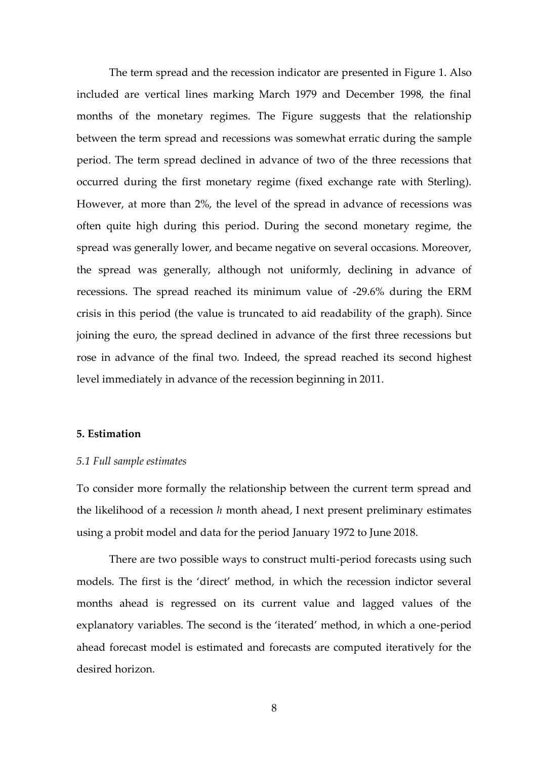The term spread and the recession indicator are presented in Figure 1. Also included are vertical lines marking March 1979 and December 1998, the final months of the monetary regimes. The Figure suggests that the relationship between the term spread and recessions was somewhat erratic during the sample period. The term spread declined in advance of two of the three recessions that occurred during the first monetary regime (fixed exchange rate with Sterling). However, at more than 2%, the level of the spread in advance of recessions was often quite high during this period. During the second monetary regime, the spread was generally lower, and became negative on several occasions. Moreover, the spread was generally, although not uniformly, declining in advance of recessions. The spread reached its minimum value of -29.6% during the ERM crisis in this period (the value is truncated to aid readability of the graph). Since joining the euro, the spread declined in advance of the first three recessions but rose in advance of the final two. Indeed, the spread reached its second highest level immediately in advance of the recession beginning in 2011.

## 5. Estimation

### *5.1 Full sample estimates*

To consider more formally the relationship between the current term spread and the likelihood of a recession $h$ month ahead, I next present preliminary estimates using a probit model and data for the period January 1972 to June 2018.

There are two possible ways to construct multi-period forecasts using such models. The first is the 'direct' method, in which the recession indictor several months ahead is regressed on its current value and lagged values of the explanatory variables. The second is the 'iterated' method, in which a one-period ahead forecast model is estimated and forecasts are computed iteratively for the desired horizon.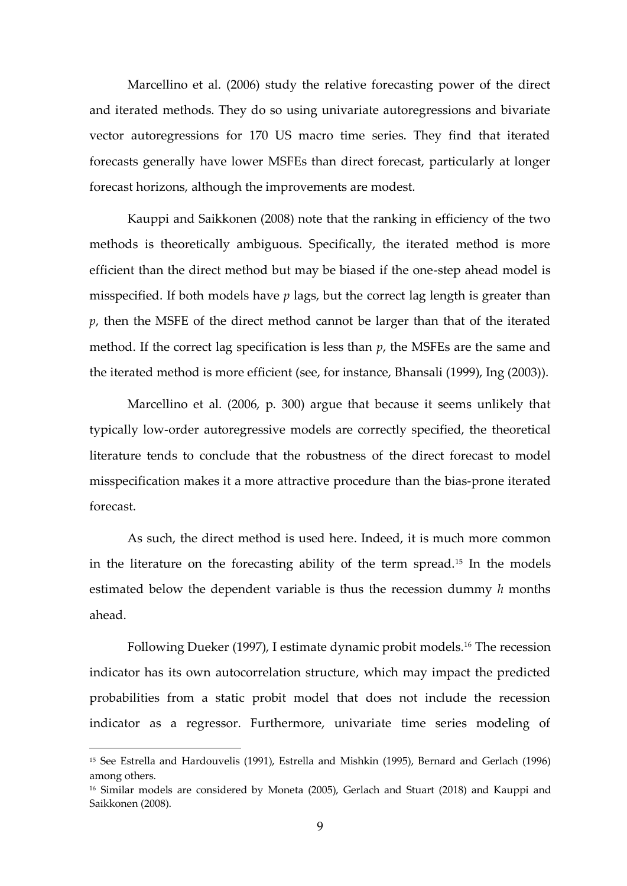Marcellino et al. (2006) study the relative forecasting power of the direct and iterated methods. They do so using univariate autoregressions and bivariate vector autoregressions for 170 US macro time series. They find that iterated forecasts generally have lower MSFEs than direct forecast, particularly at longer forecast horizons, although the improvements are modest.

Kauppi and Saikkonen (2008) note that the ranking in efficiency of the two methods is theoretically ambiguous. Specifically, the iterated method is more efficient than the direct method but may be biased if the one-step ahead model is misspecified. If both models have $p$ lags, but the correct lag length is greater than $p$, then the MSFE of the direct method cannot be larger than that of the iterated method. If the correct lag specification is less than $p$, the MSFEs are the same and the iterated method is more efficient (see, for instance, Bhansali (1999), Ing (2003)).

Marcellino et al. (2006, p. 300) argue that because it seems unlikely that typically low-order autoregressive models are correctly specified, the theoretical literature tends to conclude that the robustness of the direct forecast to model misspecification makes it a more attractive procedure than the bias-prone iterated forecast.

As such, the direct method is used here. Indeed, it is much more common in the literature on the forecasting ability of the term spread.[15] In the models estimated below the dependent variable is thus the recession dummy $h$ months ahead.

Following Dueker (1997), I estimate dynamic probit models.[16] The recession indicator has its own autocorrelation structure, which may impact the predicted probabilities from a static probit model that does not include the recession indicator as a regressor. Furthermore, univariate time series modeling of

[15] See Estrella and Hardouvelis (1991), Estrella and Mishkin (1995), Bernard and Gerlach (1996) among others.

[16] Similar models are considered by Moneta (2005), Gerlach and Stuart (2018) and Kauppi and Saikkonen (2008).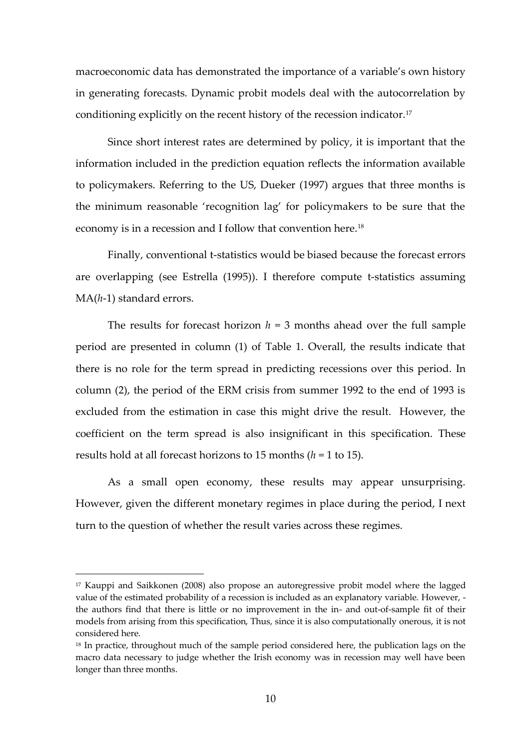macroeconomic data has demonstrated the importance of a variable's own history in generating forecasts. Dynamic probit models deal with the autocorrelation by conditioning explicitly on the recent history of the recession indicator.[17]

Since short interest rates are determined by policy, it is important that the information included in the prediction equation reflects the information available to policymakers. Referring to the US, Dueker (1997) argues that three months is the minimum reasonable 'recognition lag' for policymakers to be sure that the economy is in a recession and I follow that convention here.[18]

Finally, conventional t-statistics would be biased because the forecast errors are overlapping (see Estrella (1995)). I therefore compute t-statistics assuming MA($h$-1) standard errors.

The results for forecast horizon $h$ = 3 months ahead over the full sample period are presented in column (1) of Table 1. Overall, the results indicate that there is no role for the term spread in predicting recessions over this period. In column (2), the period of the ERM crisis from summer 1992 to the end of 1993 is excluded from the estimation in case this might drive the result. However, the coefficient on the term spread is also insignificant in this specification. These results hold at all forecast horizons to 15 months ($h$ = 1 to 15).

As a small open economy, these results may appear unsurprising. However, given the different monetary regimes in place during the period, I next turn to the question of whether the result varies across these regimes.

---

[17] Kauppi and Saikkonen (2008) also propose an autoregressive probit model where the lagged value of the estimated probability of a recession is included as an explanatory variable. However, - the authors find that there is little or no improvement in the in- and out-of-sample fit of their models from arising from this specification, Thus, since it is also computationally onerous, it is not considered here.

[18] In practice, throughout much of the sample period considered here, the publication lags on the macro data necessary to judge whether the Irish economy was in recession may well have been longer than three months.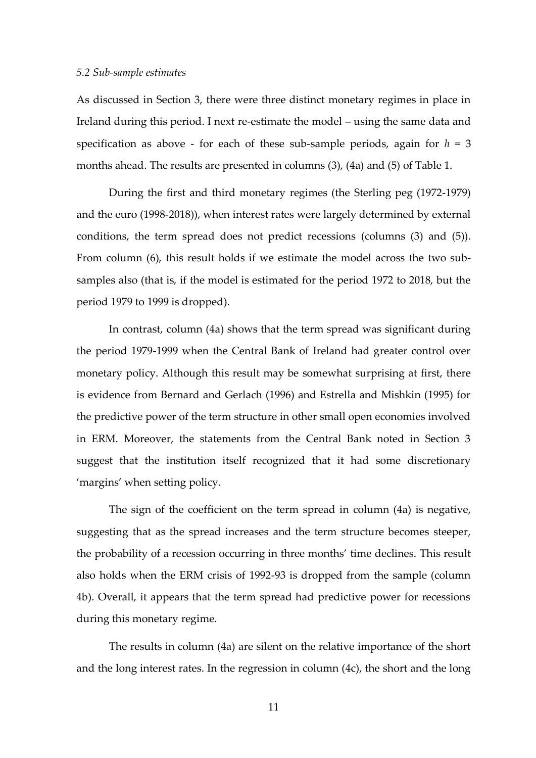### *5.2 Sub-sample estimates*

As discussed in Section 3, there were three distinct monetary regimes in place in Ireland during this period. I next re-estimate the model – using the same data and specification as above - for each of these sub-sample periods, again for $h$ = 3 months ahead. The results are presented in columns (3), (4a) and (5) of Table 1.

During the first and third monetary regimes (the Sterling peg (1972-1979) and the euro (1998-2018)), when interest rates were largely determined by external conditions, the term spread does not predict recessions (columns (3) and (5)). From column (6), this result holds if we estimate the model across the two sub-samples also (that is, if the model is estimated for the period 1972 to 2018, but the period 1979 to 1999 is dropped).

In contrast, column (4a) shows that the term spread was significant during the period 1979-1999 when the Central Bank of Ireland had greater control over monetary policy. Although this result may be somewhat surprising at first, there is evidence from Bernard and Gerlach (1996) and Estrella and Mishkin (1995) for the predictive power of the term structure in other small open economies involved in ERM. Moreover, the statements from the Central Bank noted in Section 3 suggest that the institution itself recognized that it had some discretionary 'margins' when setting policy.

The sign of the coefficient on the term spread in column (4a) is negative, suggesting that as the spread increases and the term structure becomes steeper, the probability of a recession occurring in three months' time declines. This result also holds when the ERM crisis of 1992-93 is dropped from the sample (column 4b). Overall, it appears that the term spread had predictive power for recessions during this monetary regime.

The results in column (4a) are silent on the relative importance of the short and the long interest rates. In the regression in column (4c), the short and the long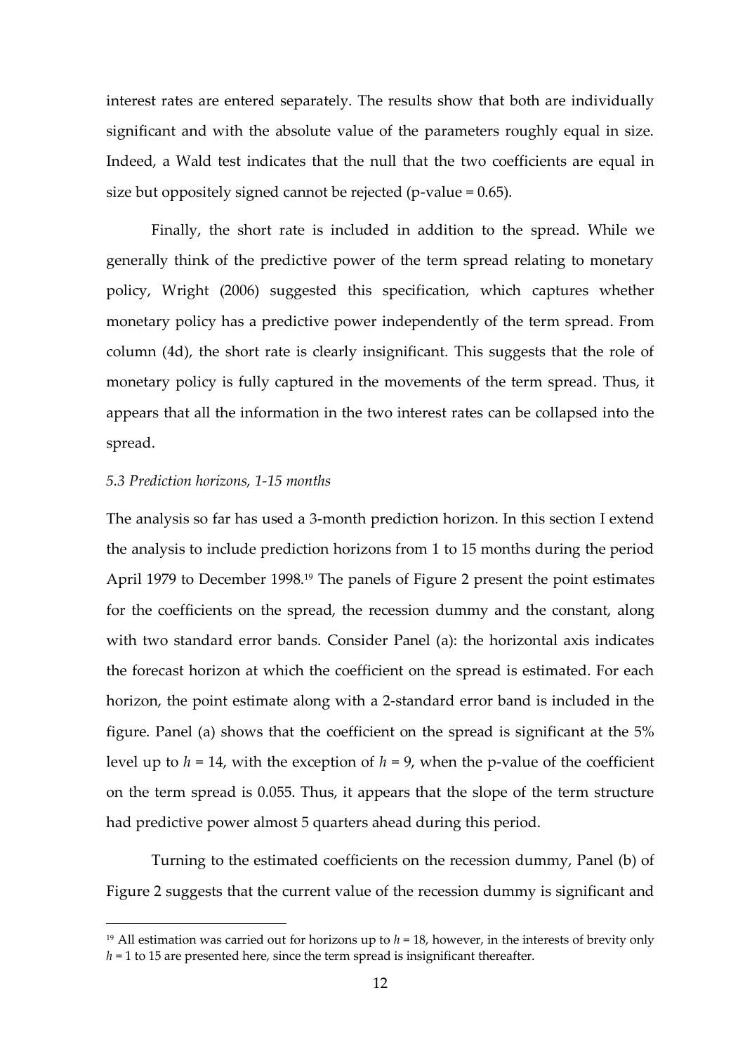interest rates are entered separately. The results show that both are individually significant and with the absolute value of the parameters roughly equal in size. Indeed, a Wald test indicates that the null that the two coefficients are equal in size but oppositely signed cannot be rejected (p-value = 0.65).

Finally, the short rate is included in addition to the spread. While we generally think of the predictive power of the term spread relating to monetary policy, Wright (2006) suggested this specification, which captures whether monetary policy has a predictive power independently of the term spread. From column (4d), the short rate is clearly insignificant. This suggests that the role of monetary policy is fully captured in the movements of the term spread. Thus, it appears that all the information in the two interest rates can be collapsed into the spread.

### *5.3 Prediction horizons, 1-15 months*

The analysis so far has used a 3-month prediction horizon. In this section I extend the analysis to include prediction horizons from 1 to 15 months during the period April 1979 to December 1998.[19] The panels of Figure 2 present the point estimates for the coefficients on the spread, the recession dummy and the constant, along with two standard error bands. Consider Panel (a): the horizontal axis indicates the forecast horizon at which the coefficient on the spread is estimated. For each horizon, the point estimate along with a 2-standard error band is included in the figure. Panel (a) shows that the coefficient on the spread is significant at the 5% level up to $h = 14$, with the exception of $h = 9$, when the p-value of the coefficient on the term spread is 0.055. Thus, it appears that the slope of the term structure had predictive power almost 5 quarters ahead during this period.

Turning to the estimated coefficients on the recession dummy, Panel (b) of Figure 2 suggests that the current value of the recession dummy is significant and

---

[19] All estimation was carried out for horizons up to $h = 18$, however, in the interests of brevity only $h = 1$ to 15 are presented here, since the term spread is insignificant thereafter.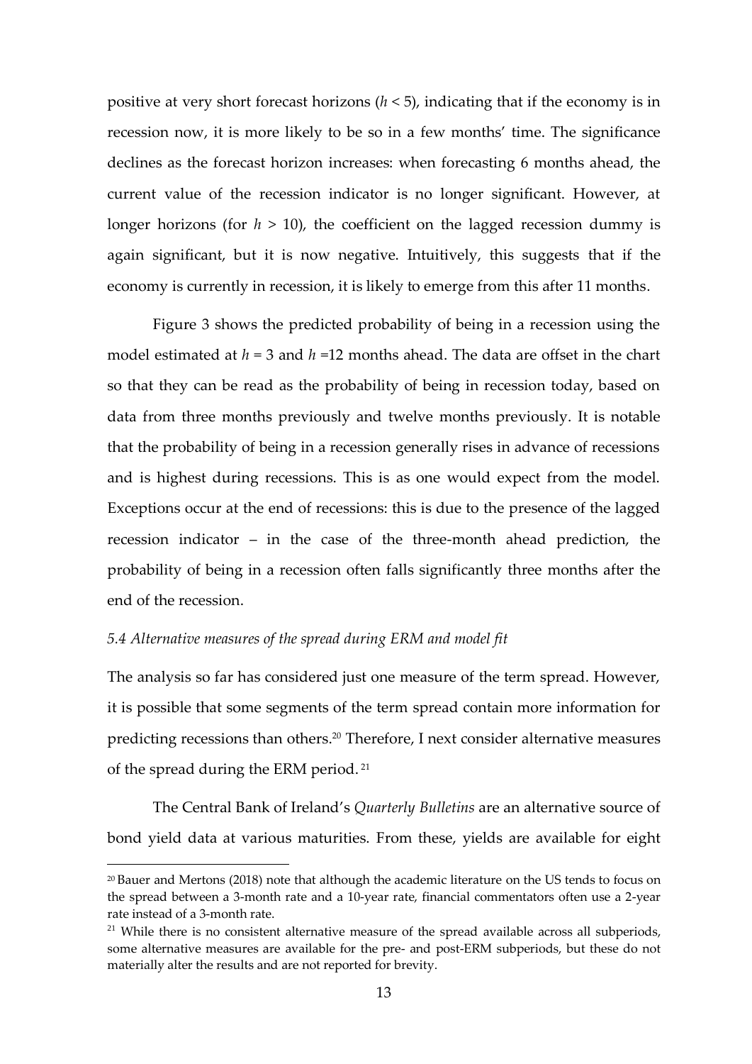positive at very short forecast horizons ($h < 5$), indicating that if the economy is in recession now, it is more likely to be so in a few months' time. The significance declines as the forecast horizon increases: when forecasting 6 months ahead, the current value of the recession indicator is no longer significant. However, at longer horizons (for $h > 10$), the coefficient on the lagged recession dummy is again significant, but it is now negative. Intuitively, this suggests that if the economy is currently in recession, it is likely to emerge from this after 11 months.

Figure 3 shows the predicted probability of being in a recession using the model estimated at $h = 3$ and $h = 12$ months ahead. The data are offset in the chart so that they can be read as the probability of being in recession today, based on data from three months previously and twelve months previously. It is notable that the probability of being in a recession generally rises in advance of recessions and is highest during recessions. This is as one would expect from the model. Exceptions occur at the end of recessions: this is due to the presence of the lagged recession indicator – in the case of the three-month ahead prediction, the probability of being in a recession often falls significantly three months after the end of the recession.

### *5.4 Alternative measures of the spread during ERM and model fit*

The analysis so far has considered just one measure of the term spread. However, it is possible that some segments of the term spread contain more information for predicting recessions than others.[20] Therefore, I next consider alternative measures of the spread during the ERM period.[21]

The Central Bank of Ireland's *Quarterly Bulletins* are an alternative source of bond yield data at various maturities. From these, yields are available for eight

[20] Bauer and Mertons (2018) note that although the academic literature on the US tends to focus on the spread between a 3-month rate and a 10-year rate, financial commentators often use a 2-year rate instead of a 3-month rate.

[21] While there is no consistent alternative measure of the spread available across all subperiods, some alternative measures are available for the pre- and post-ERM subperiods, but these do not materially alter the results and are not reported for brevity.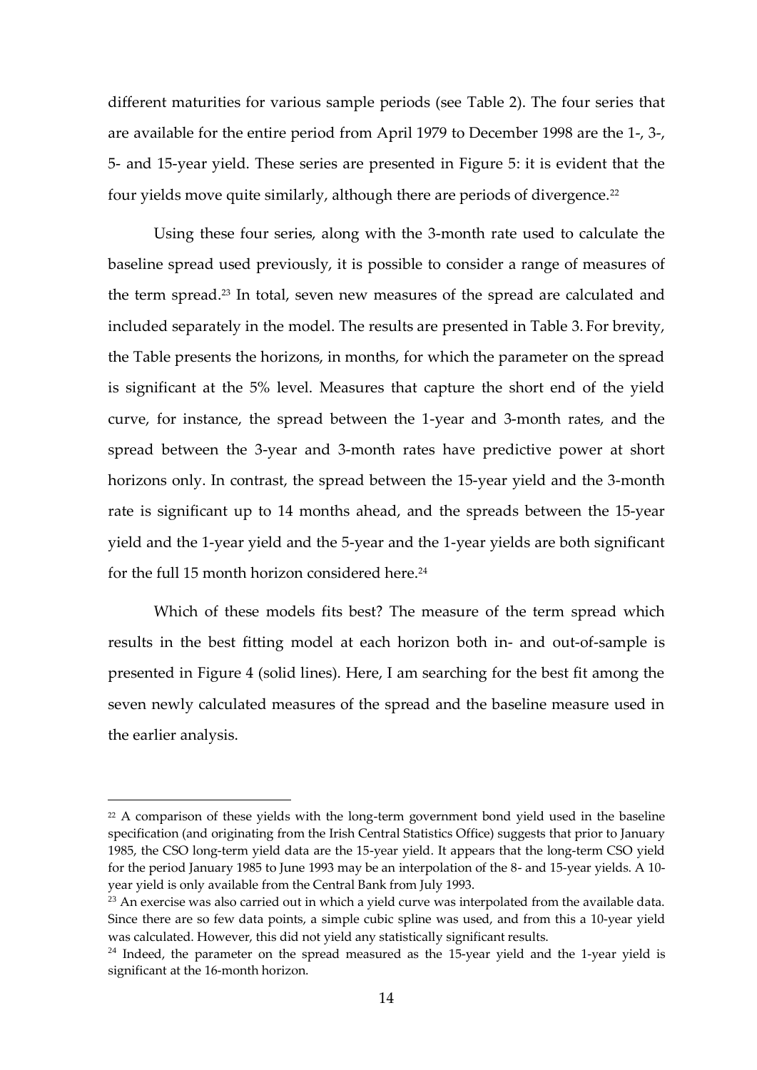different maturities for various sample periods (see Table 2). The four series that are available for the entire period from April 1979 to December 1998 are the 1-, 3-, 5- and 15-year yield. These series are presented in Figure 5: it is evident that the four yields move quite similarly, although there are periods of divergence.[22]

Using these four series, along with the 3-month rate used to calculate the baseline spread used previously, it is possible to consider a range of measures of the term spread.[23] In total, seven new measures of the spread are calculated and included separately in the model. The results are presented in Table 3. For brevity, the Table presents the horizons, in months, for which the parameter on the spread is significant at the 5% level. Measures that capture the short end of the yield curve, for instance, the spread between the 1-year and 3-month rates, and the spread between the 3-year and 3-month rates have predictive power at short horizons only. In contrast, the spread between the 15-year yield and the 3-month rate is significant up to 14 months ahead, and the spreads between the 15-year yield and the 1-year yield and the 5-year and the 1-year yields are both significant for the full 15 month horizon considered here.[24]

Which of these models fits best? The measure of the term spread which results in the best fitting model at each horizon both in- and out-of-sample is presented in Figure 4 (solid lines). Here, I am searching for the best fit among the seven newly calculated measures of the spread and the baseline measure used in the earlier analysis.

---

[22] A comparison of these yields with the long-term government bond yield used in the baseline specification (and originating from the Irish Central Statistics Office) suggests that prior to January 1985, the CSO long-term yield data are the 15-year yield. It appears that the long-term CSO yield for the period January 1985 to June 1993 may be an interpolation of the 8- and 15-year yields. A 10-year yield is only available from the Central Bank from July 1993.

[23] An exercise was also carried out in which a yield curve was interpolated from the available data. Since there are so few data points, a simple cubic spline was used, and from this a 10-year yield was calculated. However, this did not yield any statistically significant results.

[24] Indeed, the parameter on the spread measured as the 15-year yield and the 1-year yield is significant at the 16-month horizon.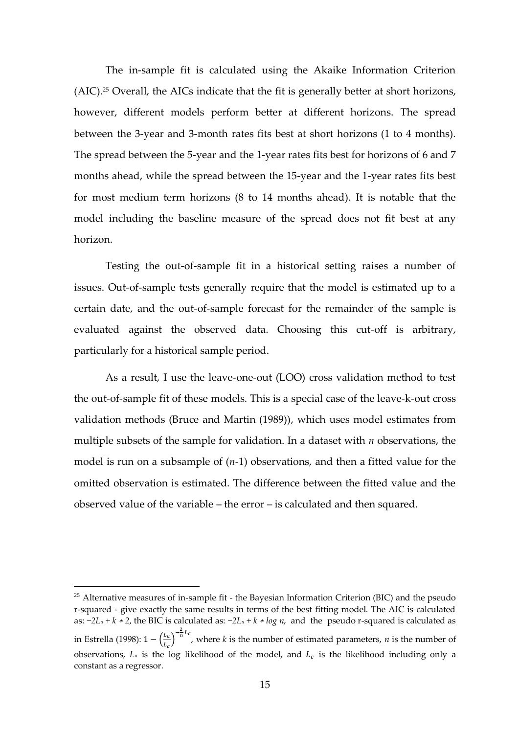The in-sample fit is calculated using the Akaike Information Criterion (AIC).[25] Overall, the AICs indicate that the fit is generally better at short horizons, however, different models perform better at different horizons. The spread between the 3-year and 3-month rates fits best at short horizons (1 to 4 months). The spread between the 5-year and the 1-year rates fits best for horizons of 6 and 7 months ahead, while the spread between the 15-year and the 1-year rates fits best for most medium term horizons (8 to 14 months ahead). It is notable that the model including the baseline measure of the spread does not fit best at any horizon.

Testing the out-of-sample fit in a historical setting raises a number of issues. Out-of-sample tests generally require that the model is estimated up to a certain date, and the out-of-sample forecast for the remainder of the sample is evaluated against the observed data. Choosing this cut-off is arbitrary, particularly for a historical sample period.

As a result, I use the leave-one-out (LOO) cross validation method to test the out-of-sample fit of these models. This is a special case of the leave-k-out cross validation methods (Bruce and Martin (1989)), which uses model estimates from multiple subsets of the sample for validation. In a dataset with $n$ observations, the model is run on a subsample of ($n$-1) observations, and then a fitted value for the omitted observation is estimated. The difference between the fitted value and the observed value of the variable – the error – is calculated and then squared.

---

[25] Alternative measures of in-sample fit - the Bayesian Information Criterion (BIC) and the pseudo r-squared - give exactly the same results in terms of the best fitting model. The AIC is calculated as: $-2L_u + k * 2$, the BIC is calculated as: $-2L_u + k * \log n$, and the pseudo r-squared is calculated as in Estrella (1998): $1 - \left(\frac{L_u}{L_c}\right)^{-\frac{2}{n}L_c}$, where $k$ is the number of estimated parameters, $n$ is the number of observations, $L_u$ is the log likelihood of the model, and $L_c$ is the likelihood including only a constant as a regressor.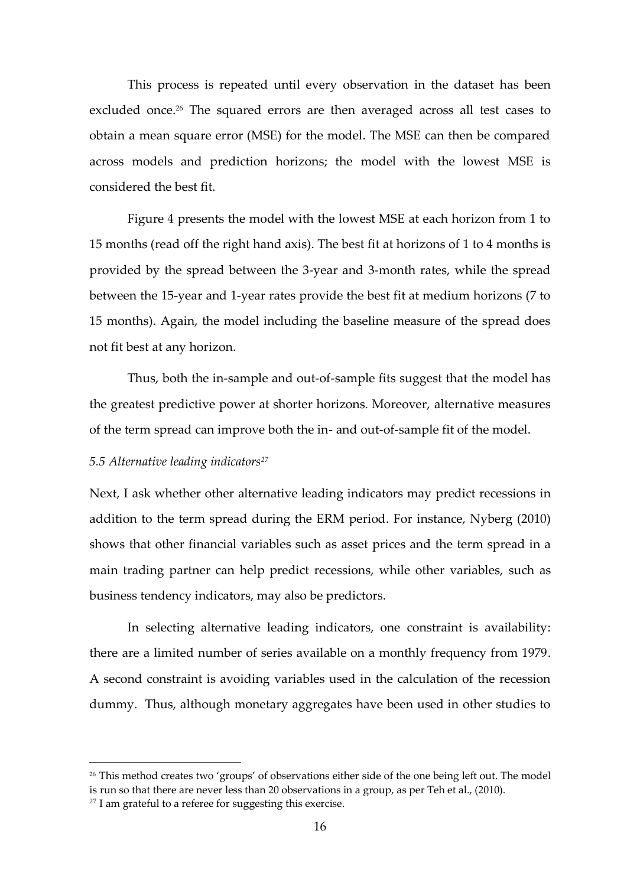This process is repeated until every observation in the dataset has been excluded once.[26] The squared errors are then averaged across all test cases to obtain a mean square error (MSE) for the model. The MSE can then be compared across models and prediction horizons; the model with the lowest MSE is considered the best fit.

Figure 4 presents the model with the lowest MSE at each horizon from 1 to 15 months (read off the right hand axis). The best fit at horizons of 1 to 4 months is provided by the spread between the 3-year and 3-month rates, while the spread between the 15-year and 1-year rates provide the best fit at medium horizons (7 to 15 months). Again, the model including the baseline measure of the spread does not fit best at any horizon.

Thus, both the in-sample and out-of-sample fits suggest that the model has the greatest predictive power at shorter horizons. Moreover, alternative measures of the term spread can improve both the in- and out-of-sample fit of the model.

*5.5 Alternative leading indicators[27]*

Next, I ask whether other alternative leading indicators may predict recessions in addition to the term spread during the ERM period. For instance, Nyberg (2010) shows that other financial variables such as asset prices and the term spread in a main trading partner can help predict recessions, while other variables, such as business tendency indicators, may also be predictors.

In selecting alternative leading indicators, one constraint is availability: there are a limited number of series available on a monthly frequency from 1979. A second constraint is avoiding variables used in the calculation of the recession dummy. Thus, although monetary aggregates have been used in other studies to

---

[26] This method creates two 'groups' of observations either side of the one being left out. The model is run so that there are never less than 20 observations in a group, as per Teh et al., (2010).

[27] I am grateful to a referee for suggesting this exercise.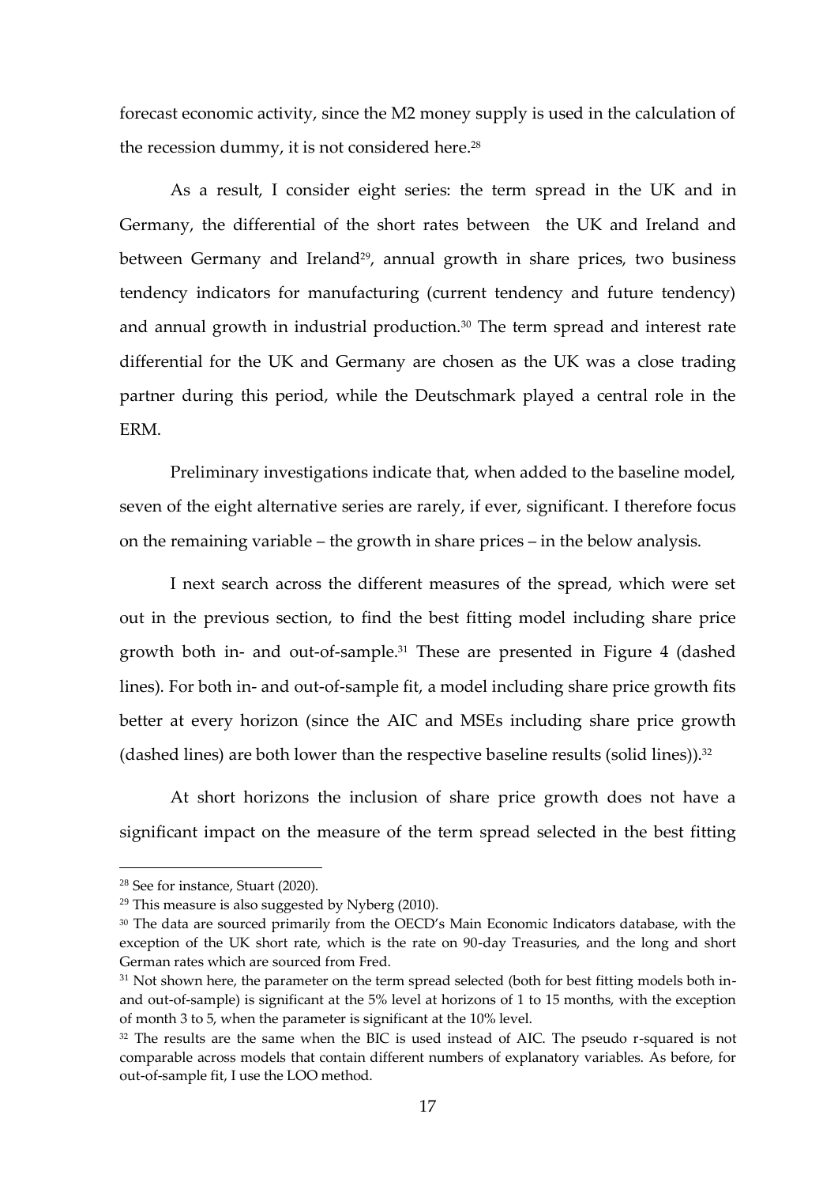forecast economic activity, since the M2 money supply is used in the calculation of the recession dummy, it is not considered here.[28]

As a result, I consider eight series: the term spread in the UK and in Germany, the differential of the short rates between the UK and Ireland and between Germany and Ireland[29], annual growth in share prices, two business tendency indicators for manufacturing (current tendency and future tendency) and annual growth in industrial production.[30] The term spread and interest rate differential for the UK and Germany are chosen as the UK was a close trading partner during this period, while the Deutschmark played a central role in the ERM.

Preliminary investigations indicate that, when added to the baseline model, seven of the eight alternative series are rarely, if ever, significant. I therefore focus on the remaining variable – the growth in share prices – in the below analysis.

I next search across the different measures of the spread, which were set out in the previous section, to find the best fitting model including share price growth both in- and out-of-sample.[31] These are presented in Figure 4 (dashed lines). For both in- and out-of-sample fit, a model including share price growth fits better at every horizon (since the AIC and MSEs including share price growth (dashed lines) are both lower than the respective baseline results (solid lines)).[32]

At short horizons the inclusion of share price growth does not have a significant impact on the measure of the term spread selected in the best fitting

---

[28] See for instance, Stuart (2020).

[29] This measure is also suggested by Nyberg (2010).

[30] The data are sourced primarily from the OECD's Main Economic Indicators database, with the exception of the UK short rate, which is the rate on 90-day Treasuries, and the long and short German rates which are sourced from Fred.

[31] Not shown here, the parameter on the term spread selected (both for best fitting models both in- and out-of-sample) is significant at the 5% level at horizons of 1 to 15 months, with the exception of month 3 to 5, when the parameter is significant at the 10% level.

[32] The results are the same when the BIC is used instead of AIC. The pseudo r-squared is not comparable across models that contain different numbers of explanatory variables. As before, for out-of-sample fit, I use the LOO method.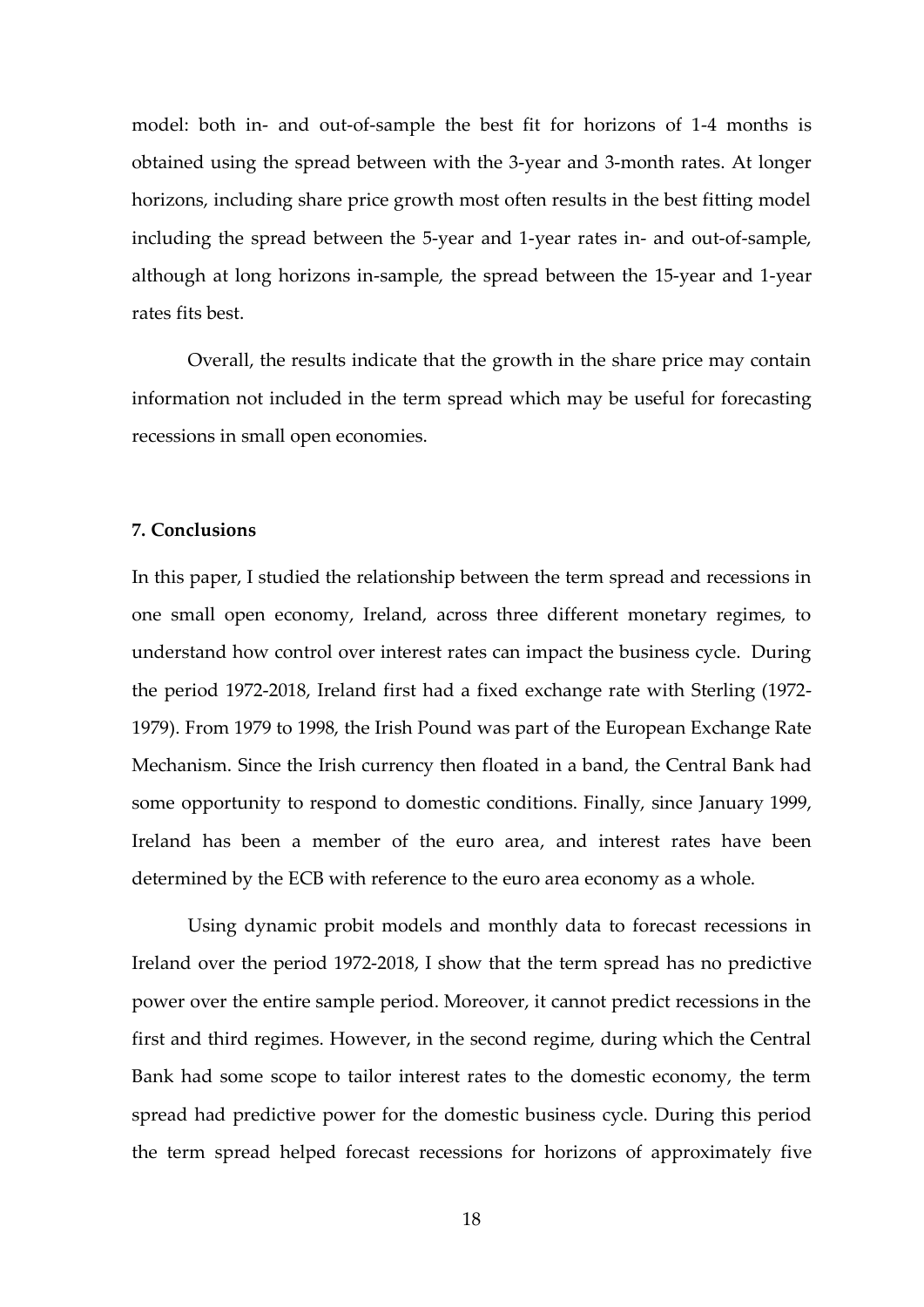model: both in- and out-of-sample the best fit for horizons of 1-4 months is obtained using the spread between with the 3-year and 3-month rates. At longer horizons, including share price growth most often results in the best fitting model including the spread between the 5-year and 1-year rates in- and out-of-sample, although at long horizons in-sample, the spread between the 15-year and 1-year rates fits best.

Overall, the results indicate that the growth in the share price may contain information not included in the term spread which may be useful for forecasting recessions in small open economies.

## 7. Conclusions

In this paper, I studied the relationship between the term spread and recessions in one small open economy, Ireland, across three different monetary regimes, to understand how control over interest rates can impact the business cycle. During the period 1972-2018, Ireland first had a fixed exchange rate with Sterling (1972-1979). From 1979 to 1998, the Irish Pound was part of the European Exchange Rate Mechanism. Since the Irish currency then floated in a band, the Central Bank had some opportunity to respond to domestic conditions. Finally, since January 1999, Ireland has been a member of the euro area, and interest rates have been determined by the ECB with reference to the euro area economy as a whole.

Using dynamic probit models and monthly data to forecast recessions in Ireland over the period 1972-2018, I show that the term spread has no predictive power over the entire sample period. Moreover, it cannot predict recessions in the first and third regimes. However, in the second regime, during which the Central Bank had some scope to tailor interest rates to the domestic economy, the term spread had predictive power for the domestic business cycle. During this period the term spread helped forecast recessions for horizons of approximately five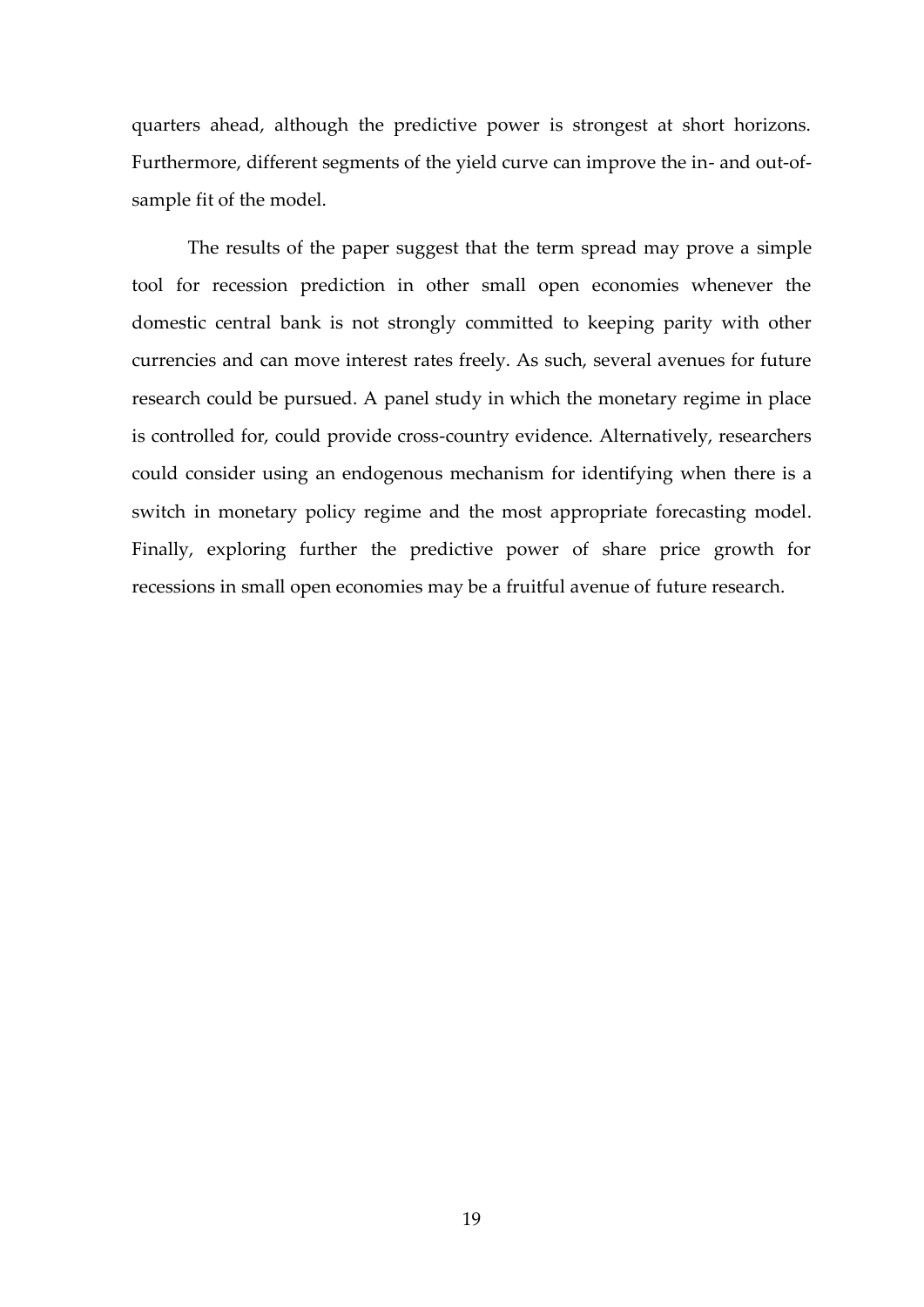quarters ahead, although the predictive power is strongest at short horizons. Furthermore, different segments of the yield curve can improve the in- and out-of-sample fit of the model.

The results of the paper suggest that the term spread may prove a simple tool for recession prediction in other small open economies whenever the domestic central bank is not strongly committed to keeping parity with other currencies and can move interest rates freely. As such, several avenues for future research could be pursued. A panel study in which the monetary regime in place is controlled for, could provide cross-country evidence. Alternatively, researchers could consider using an endogenous mechanism for identifying when there is a switch in monetary policy regime and the most appropriate forecasting model. Finally, exploring further the predictive power of share price growth for recessions in small open economies may be a fruitful avenue of future research.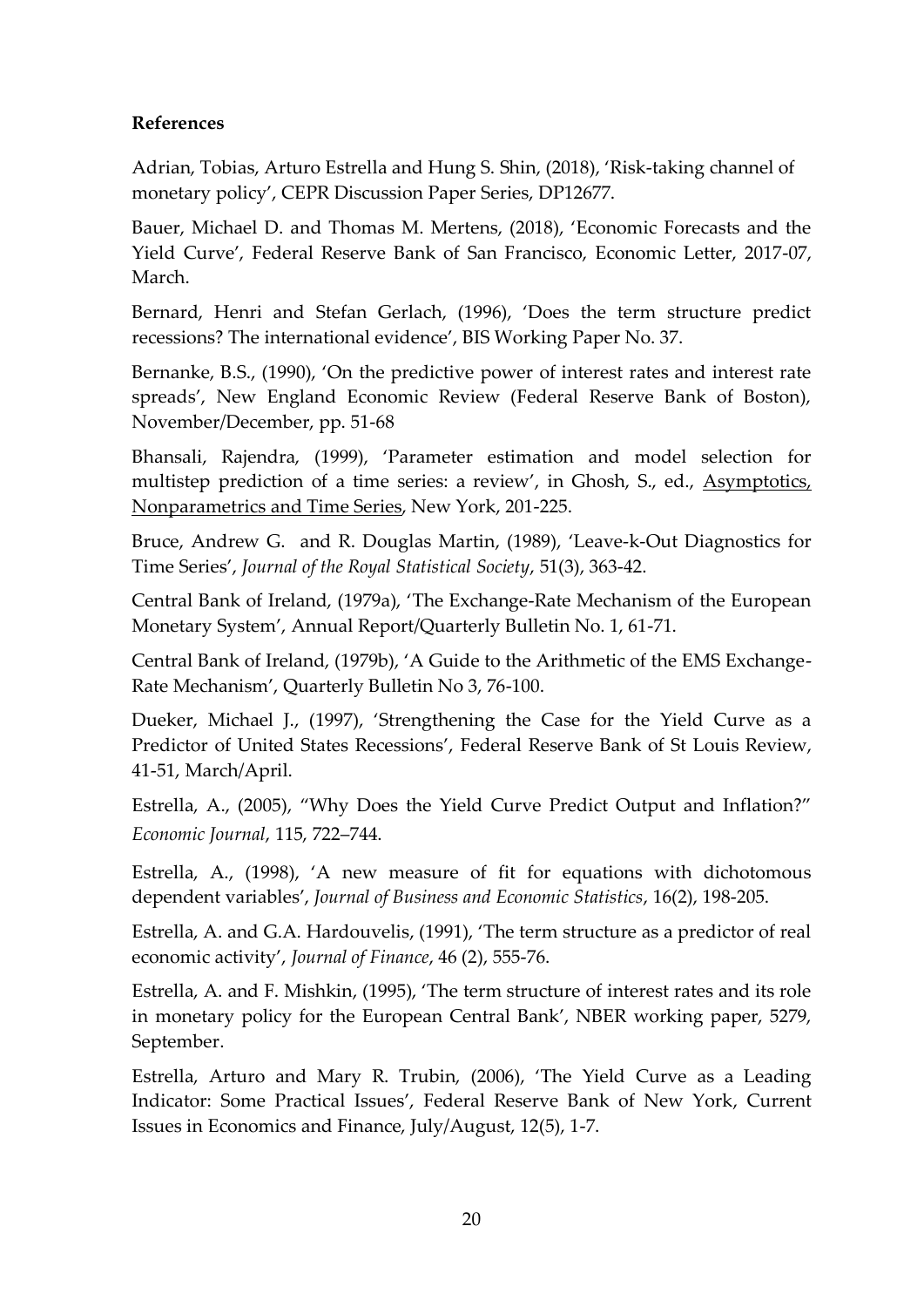**References**

Adrian, Tobias, Arturo Estrella and Hung S. Shin, (2018), 'Risk-taking channel of monetary policy', CEPR Discussion Paper Series, DP12677.

Bauer, Michael D. and Thomas M. Mertens, (2018), 'Economic Forecasts and the Yield Curve', Federal Reserve Bank of San Francisco, Economic Letter, 2017-07, March.

Bernard, Henri and Stefan Gerlach, (1996), 'Does the term structure predict recessions? The international evidence', BIS Working Paper No. 37.

Bernanke, B.S., (1990), 'On the predictive power of interest rates and interest rate spreads', New England Economic Review (Federal Reserve Bank of Boston), November/December, pp. 51-68

Bhansali, Rajendra, (1999), 'Parameter estimation and model selection for multistep prediction of a time series: a review', in Ghosh, S., ed., Asymptotics, Nonparametrics and Time Series, New York, 201-225.

Bruce, Andrew G. and R. Douglas Martin, (1989), 'Leave-k-Out Diagnostics for Time Series', *Journal of the Royal Statistical Society*, 51(3), 363-42.

Central Bank of Ireland, (1979a), 'The Exchange-Rate Mechanism of the European Monetary System', Annual Report/Quarterly Bulletin No. 1, 61-71.

Central Bank of Ireland, (1979b), 'A Guide to the Arithmetic of the EMS Exchange-Rate Mechanism', Quarterly Bulletin No 3, 76-100.

Dueker, Michael J., (1997), 'Strengthening the Case for the Yield Curve as a Predictor of United States Recessions', Federal Reserve Bank of St Louis Review, 41-51, March/April.

Estrella, A., (2005), "Why Does the Yield Curve Predict Output and Inflation?" *Economic Journal*, 115, 722–744.

Estrella, A., (1998), 'A new measure of fit for equations with dichotomous dependent variables', *Journal of Business and Economic Statistics*, 16(2), 198-205.

Estrella, A. and G.A. Hardouvelis, (1991), 'The term structure as a predictor of real economic activity', *Journal of Finance*, 46 (2), 555-76.

Estrella, A. and F. Mishkin, (1995), 'The term structure of interest rates and its role in monetary policy for the European Central Bank', NBER working paper, 5279, September.

Estrella, Arturo and Mary R. Trubin, (2006), 'The Yield Curve as a Leading Indicator: Some Practical Issues', Federal Reserve Bank of New York, Current Issues in Economics and Finance, July/August, 12(5), 1-7.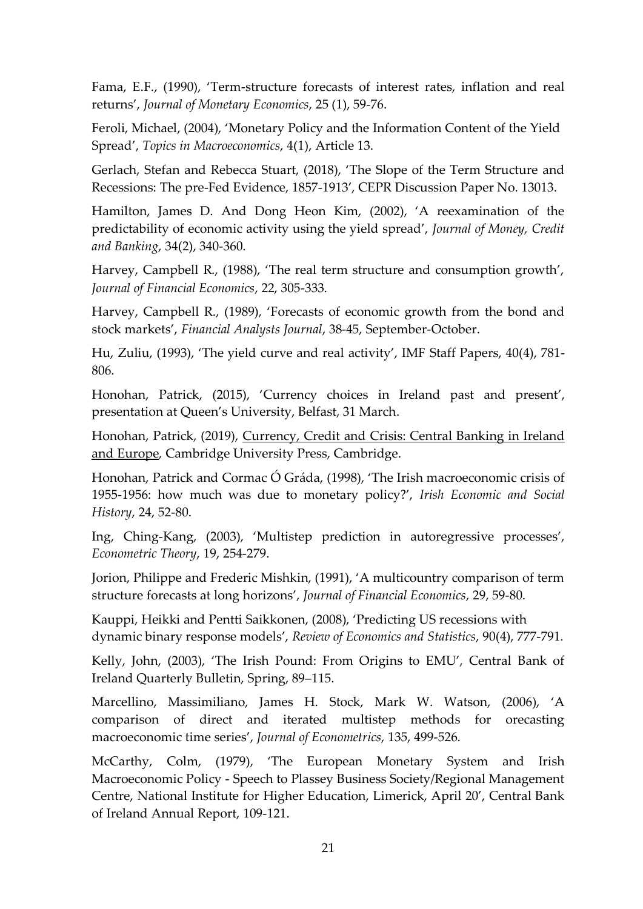Fama, E.F., (1990), 'Term-structure forecasts of interest rates, inflation and real returns', *Journal of Monetary Economics*, 25 (1), 59-76.

Feroli, Michael, (2004), 'Monetary Policy and the Information Content of the Yield Spread', *Topics in Macroeconomics*, 4(1), Article 13.

Gerlach, Stefan and Rebecca Stuart, (2018), 'The Slope of the Term Structure and Recessions: The pre-Fed Evidence, 1857-1913', CEPR Discussion Paper No. 13013.

Hamilton, James D. And Dong Heon Kim, (2002), 'A reexamination of the predictability of economic activity using the yield spread', *Journal of Money, Credit and Banking*, 34(2), 340-360.

Harvey, Campbell R., (1988), 'The real term structure and consumption growth', *Journal of Financial Economics*, 22, 305-333.

Harvey, Campbell R., (1989), 'Forecasts of economic growth from the bond and stock markets', *Financial Analysts Journal*, 38-45, September-October.

Hu, Zuliu, (1993), 'The yield curve and real activity', IMF Staff Papers, 40(4), 781-806.

Honohan, Patrick, (2015), 'Currency choices in Ireland past and present', presentation at Queen's University, Belfast, 31 March.

Honohan, Patrick, (2019), Currency, Credit and Crisis: Central Banking in Ireland and Europe, Cambridge University Press, Cambridge.

Honohan, Patrick and Cormac Ó Gráda, (1998), 'The Irish macroeconomic crisis of 1955-1956: how much was due to monetary policy?', *Irish Economic and Social History*, 24, 52-80.

Ing, Ching-Kang, (2003), 'Multistep prediction in autoregressive processes', *Econometric Theory*, 19, 254-279.

Jorion, Philippe and Frederic Mishkin, (1991), 'A multicountry comparison of term structure forecasts at long horizons', *Journal of Financial Economics*, 29, 59-80.

Kauppi, Heikki and Pentti Saikkonen, (2008), 'Predicting US recessions with dynamic binary response models', *Review of Economics and Statistics*, 90(4), 777-791.

Kelly, John, (2003), 'The Irish Pound: From Origins to EMU', Central Bank of Ireland Quarterly Bulletin, Spring, 89–115.

Marcellino, Massimiliano, James H. Stock, Mark W. Watson, (2006), 'A comparison of direct and iterated multistep methods for orecasting macroeconomic time series', *Journal of Econometrics*, 135, 499-526.

McCarthy, Colm, (1979), 'The European Monetary System and Irish Macroeconomic Policy - Speech to Plassey Business Society/Regional Management Centre, National Institute for Higher Education, Limerick, April 20', Central Bank of Ireland Annual Report, 109-121.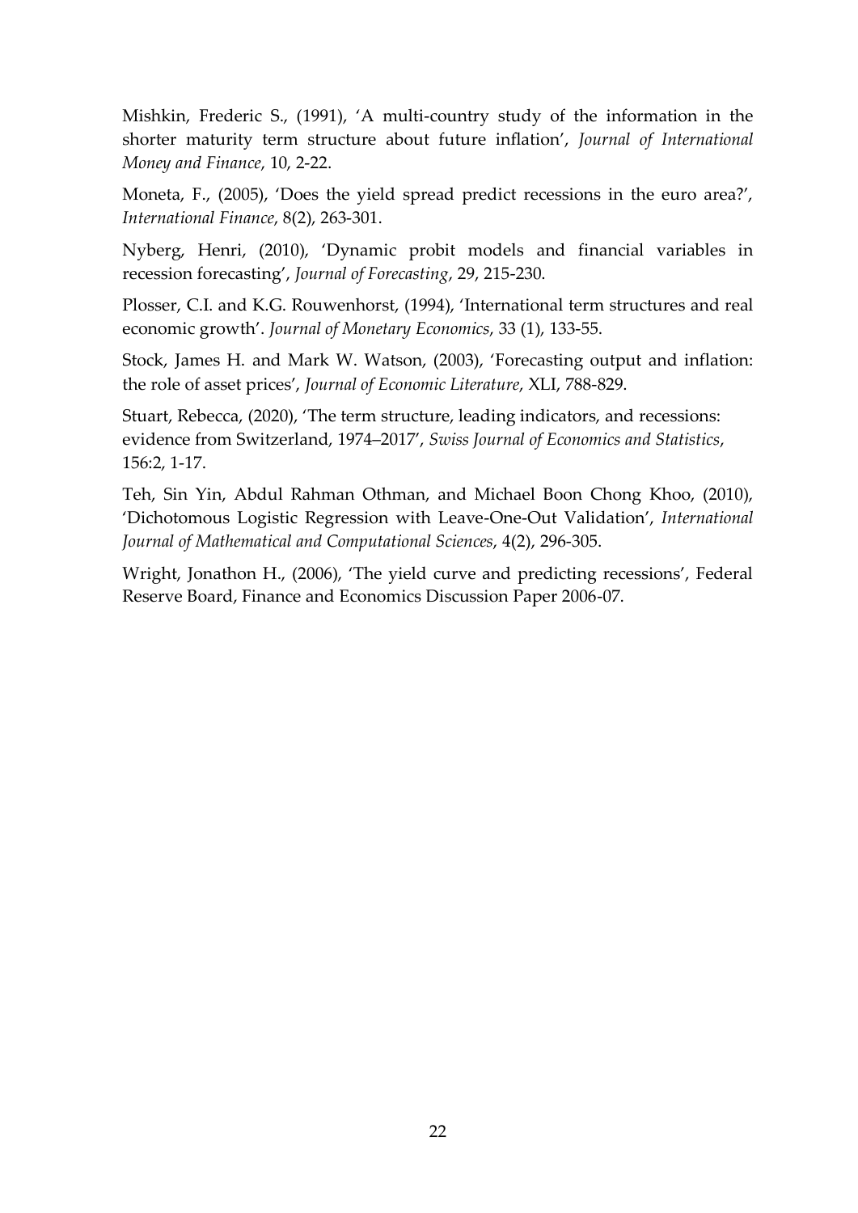Mishkin, Frederic S., (1991), 'A multi-country study of the information in the shorter maturity term structure about future inflation', *Journal of International Money and Finance*, 10, 2-22.

Moneta, F., (2005), 'Does the yield spread predict recessions in the euro area?', *International Finance*, 8(2), 263-301.

Nyberg, Henri, (2010), 'Dynamic probit models and financial variables in recession forecasting', *Journal of Forecasting*, 29, 215-230.

Plosser, C.I. and K.G. Rouwenhorst, (1994), 'International term structures and real economic growth'. *Journal of Monetary Economics*, 33 (1), 133-55.

Stock, James H. and Mark W. Watson, (2003), 'Forecasting output and inflation: the role of asset prices', *Journal of Economic Literature*, XLI, 788-829.

Stuart, Rebecca, (2020), 'The term structure, leading indicators, and recessions: evidence from Switzerland, 1974–2017', *Swiss Journal of Economics and Statistics*, 156:2, 1-17.

Teh, Sin Yin, Abdul Rahman Othman, and Michael Boon Chong Khoo, (2010), 'Dichotomous Logistic Regression with Leave-One-Out Validation', *International Journal of Mathematical and Computational Sciences*, 4(2), 296-305.

Wright, Jonathon H., (2006), 'The yield curve and predicting recessions', Federal Reserve Board, Finance and Economics Discussion Paper 2006-07.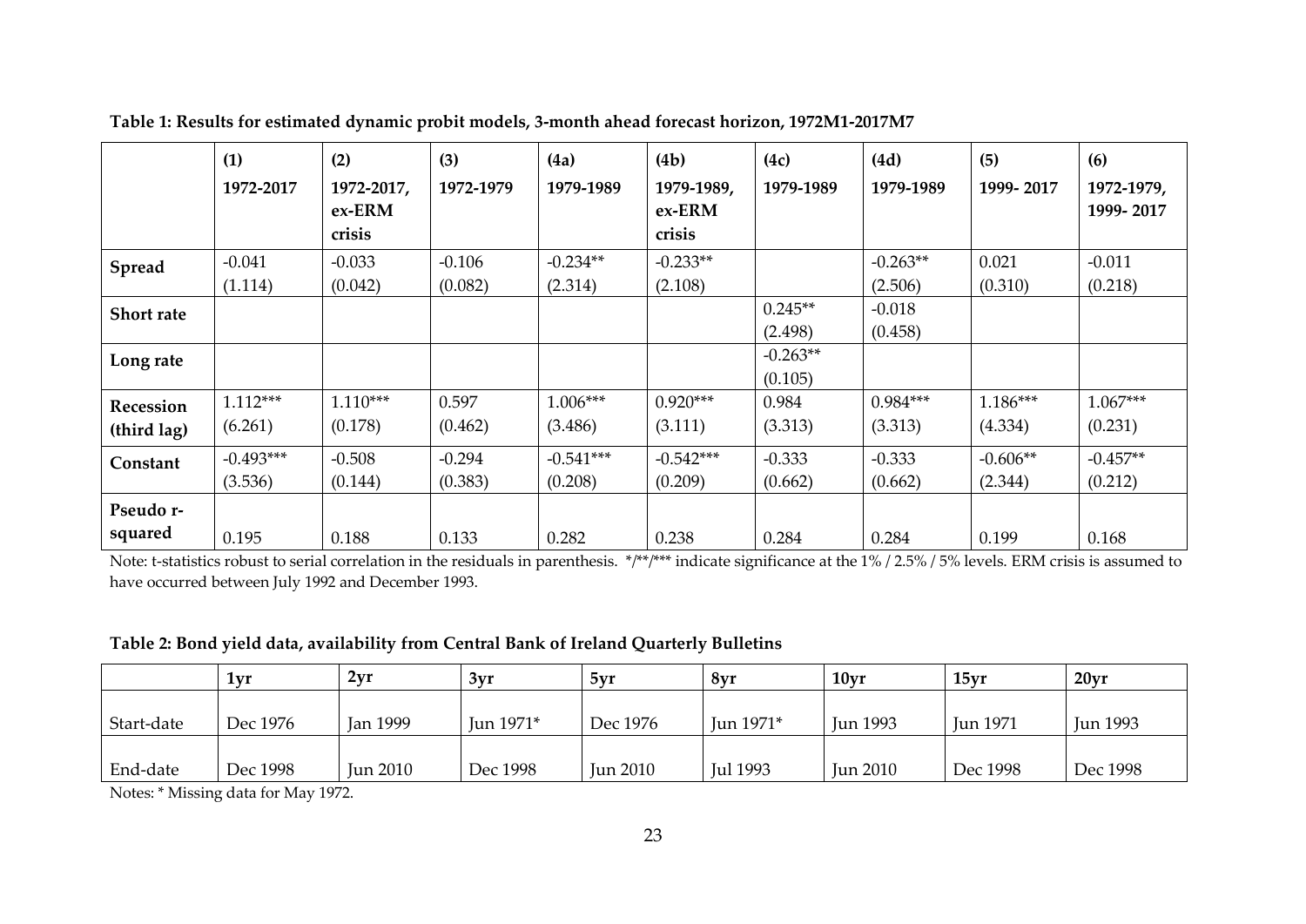**Table 1: Results for estimated dynamic probit models, 3-month ahead forecast horizon, 1972M1-2017M7**

| | (1) 1972-2017 | (2) 1972-2017, ex-ERM crisis | (3) 1972-1979 | (4a) 1979-1989 | (4b) 1979-1989, ex-ERM crisis | (4c) 1979-1989 | (4d) 1979-1989 | (5) 1999- 2017 | (6) 1972-1979, 1999- 2017 |
|---|---|---|---|---|---|---|---|---|---|
| **Spread** | -0.041 | -0.033 | -0.106 | -0.234** | -0.233** | | -0.263** | 0.021 | -0.011 |
| | (1.114) | (0.042) | (0.082) | (2.314) | (2.108) | | (2.506) | (0.310) | (0.218) |
| **Short rate** | | | | | | 0.245** | -0.018 | | |
| | | | | | | (2.498) | (0.458) | | |
| **Long rate** | | | | | | -0.263** | | | |
| | | | | | | (0.105) | | | |
| **Recession (third lag)** | 1.112*** | 1.110*** | 0.597 | 1.006*** | 0.920*** | 0.984 | 0.984*** | 1.186*** | 1.067*** |
| | (6.261) | (0.178) | (0.462) | (3.486) | (3.111) | (3.313) | (3.313) | (4.334) | (0.231) |
| **Constant** | -0.493*** | -0.508 | -0.294 | -0.541*** | -0.542*** | -0.333 | -0.333 | -0.606** | -0.457** |
| | (3.536) | (0.144) | (0.383) | (0.208) | (0.209) | (0.662) | (0.662) | (2.344) | (0.212) |
| **Pseudo r-squared** | 0.195 | 0.188 | 0.133 | 0.282 | 0.238 | 0.284 | 0.284 | 0.199 | 0.168 |

Note: t-statistics robust to serial correlation in the residuals in parenthesis. */**/*** indicate significance at the 1% / 2.5% / 5% levels. ERM crisis is assumed to have occurred between July 1992 and December 1993.

**Table 2: Bond yield data, availability from Central Bank of Ireland Quarterly Bulletins**

| | 1yr | 2yr | 3yr | 5yr | 8yr | 10yr | 15yr | 20yr |
|---|---|---|---|---|---|---|---|---|
| Start-date | Dec 1976 | Jan 1999 | Jun 1971* | Dec 1976 | Jun 1971* | Jun 1993 | Jun 1971 | Jun 1993 |
| End-date | Dec 1998 | Jun 2010 | Dec 1998 | Jun 2010 | Jul 1993 | Jun 2010 | Dec 1998 | Dec 1998 |

Notes: * Missing data for May 1972.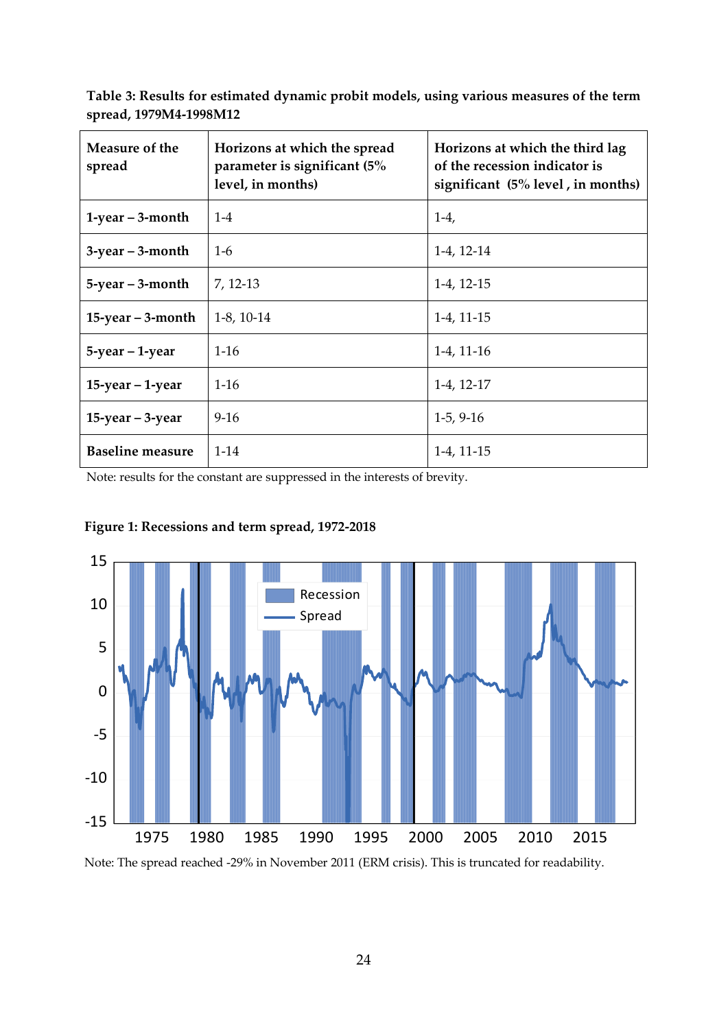**Table 3: Results for estimated dynamic probit models, using various measures of the term spread, 1979M4-1998M12**

| Measure of the spread | Horizons at which the spread parameter is significant (5% level, in months) | Horizons at which the third lag of the recession indicator is significant (5% level , in months) |
|---|---|---|
| **1-year – 3-month** | 1-4 | 1-4, |
| **3-year – 3-month** | 1-6 | 1-4, 12-14 |
| **5-year – 3-month** | 7, 12-13 | 1-4, 12-15 |
| **15-year – 3-month** | 1-8, 10-14 | 1-4, 11-15 |
| **5-year – 1-year** | 1-16 | 1-4, 11-16 |
| **15-year – 1-year** | 1-16 | 1-4, 12-17 |
| **15-year – 3-year** | 9-16 | 1-5, 9-16 |
| **Baseline measure** | 1-14 | 1-4, 11-15 |

Note: results for the constant are suppressed in the interests of brevity.

**Figure 1: Recessions and term spread, 1972-2018**

Note: The spread reached -29% in November 2011 (ERM crisis). This is truncated for readability.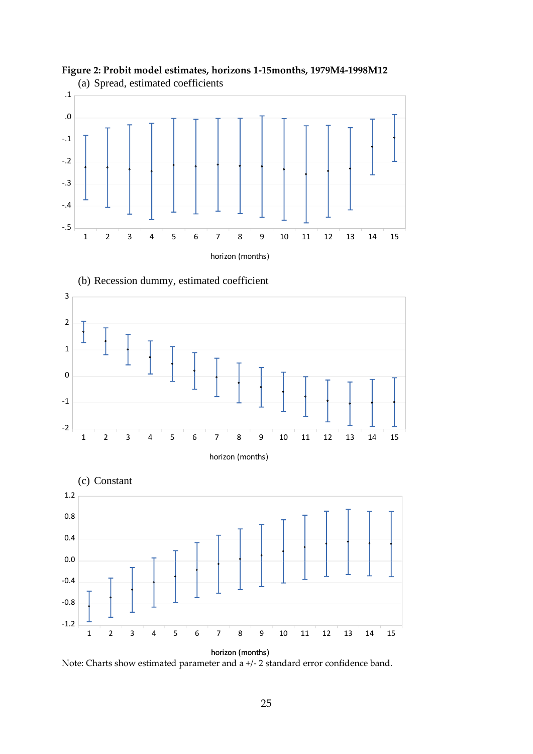**Figure 2: Probit model estimates, horizons 1-15months, 1979M4-1998M12**

(a) Spread, estimated coefficients

(b) Recession dummy, estimated coefficient

(c) Constant

Note: Charts show estimated parameter and a +/- 2 standard error confidence band.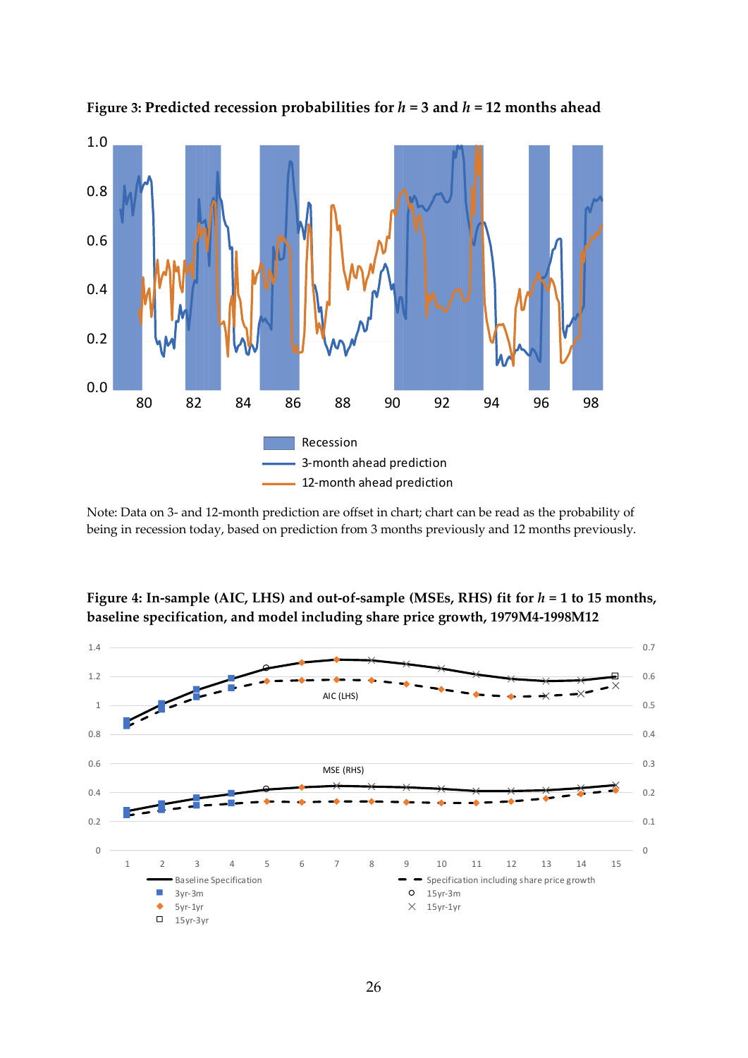**Figure 3: Predicted recession probabilities for $h$ = 3 and $h$ = 12 months ahead**

Note: Data on 3- and 12-month prediction are offset in chart; chart can be read as the probability of being in recession today, based on prediction from 3 months previously and 12 months previously.

**Figure 4: In-sample (AIC, LHS) and out-of-sample (MSEs, RHS) fit for $h$ = 1 to 15 months, baseline specification, and model including share price growth, 1979M4-1998M12**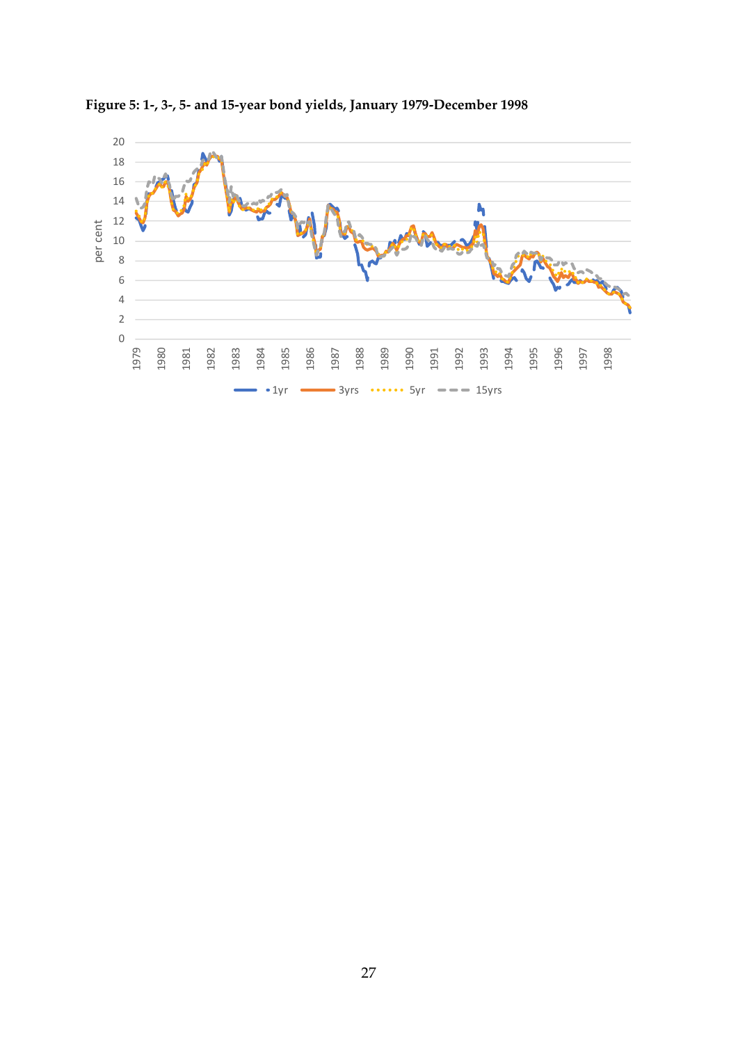**Figure 5: 1-, 3-, 5- and 15-year bond yields, January 1979-December 1998**

20
18
16
14
12
10
8
6
4
2
0

per cent

1979
1980
1981
1982
1983
1984
1985
1986
1987
1988
1989
1990
1991
1992
1993
1994
1995
1996
1997
1998

1yr
3yrs
5yr
15yrs